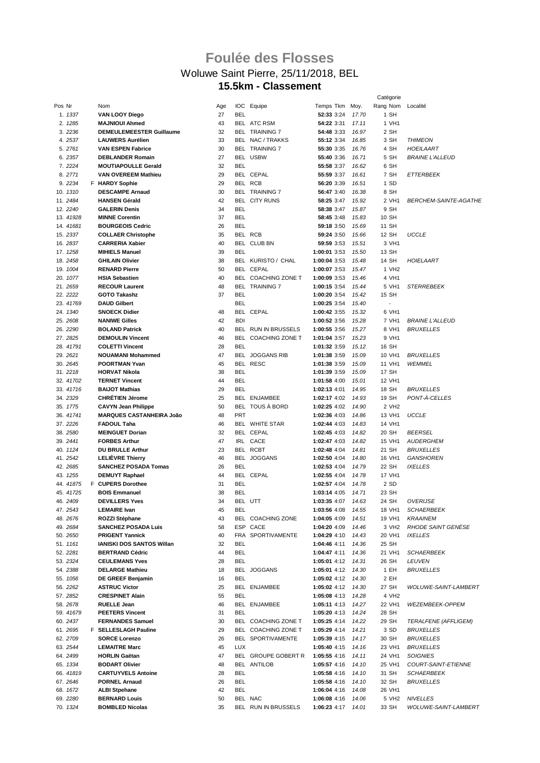# Foulée des Flosses

## Woluwe Saint Pierre, 25/11/2018, BEL

### 15.5km - Classement

| Pos | Nr | | Nom | Age | IOC | Equipe | Temps | Tkm | Moy. | Catégorie Rang | Catégorie Nom | Localité |
|---|---|---|---|---|---|---|---|---|---|---|---|---|
| 1. | 1337 | | **VAN LOOY Diego** | 27 | BEL | | **52:33** | 3:24 | 17.70 | 1 | SH | |
| 2. | 1285 | | **MAJNIOUI Ahmed** | 43 | BEL | ATC RSM | **54:22** | 3:31 | 17.11 | 1 | VH1 | |
| 3. | 2236 | | **DEMEULEMEESTER Guillaume** | 32 | BEL | TRAINING 7 | **54:48** | 3:33 | 16.97 | 2 | SH | |
| 4. | 2537 | | **LAUWERS Aurélien** | 33 | BEL | NAC / TRAKKS | **55:12** | 3:34 | 16.85 | 3 | SH | THIMEON |
| 5. | 2761 | | **VAN ESPEN Fabrice** | 30 | BEL | TRAINING 7 | **55:30** | 3:35 | 16.76 | 4 | SH | HOEILAART |
| 6. | 2357 | | **DEBLANDER Romain** | 27 | BEL | USBW | **55:40** | 3:36 | 16.71 | 5 | SH | BRAINE L'ALLEUD |
| 7. | 2224 | | **MOUTIAPOULLE Gerald** | 32 | BEL | | **55:58** | 3:37 | 16.62 | 6 | SH | |
| 8. | 2771 | | **VAN OVEREEM Mathieu** | 29 | BEL | CEPAL | **55:59** | 3:37 | 16.61 | 7 | SH | ETTERBEEK |
| 9. | 2234 | F | **HARDY Sophie** | 29 | BEL | RCB | **56:20** | 3:39 | 16.51 | 1 | SD | |
| 10. | 1310 | | **DESCAMPE Arnaud** | 30 | BEL | TRAINING 7 | **56:47** | 3:40 | 16.38 | 8 | SH | |
| 11. | 2484 | | **HANSEN Gérald** | 42 | BEL | CITY RUNS | **58:25** | 3:47 | 15.92 | 2 | VH1 | BERCHEM-SAINTE-AGATHE |
| 12. | 2240 | | **GALERIN Denis** | 34 | BEL | | **58:38** | 3:47 | 15.87 | 9 | SH | |
| 13. | 41928 | | **MINNE Corentin** | 37 | BEL | | **58:45** | 3:48 | 15.83 | 10 | SH | |
| 14. | 41681 | | **BOURGEOIS Cedric** | 26 | BEL | | **59:18** | 3:50 | 15.69 | 11 | SH | |
| 15. | 2337 | | **COLLAER Christophe** | 35 | BEL | RCB | **59:24** | 3:50 | 15.66 | 12 | SH | UCCLE |
| 16. | 2837 | | **CARRERIA Xabier** | 40 | BEL | CLUB BN | **59:59** | 3:53 | 15.51 | 3 | VH1 | |
| 17. | 1258 | | **MIHIELS Manuel** | 39 | BEL | | **1:00:01** | 3:53 | 15.50 | 13 | SH | |
| 18. | 2458 | | **GHILAIN Olivier** | 38 | BEL | KURISTO / CHAL | **1:00:04** | 3:53 | 15.48 | 14 | SH | HOIELAART |
| 19. | 1004 | | **RENARD Pierre** | 50 | BEL | CEPAL | **1:00:07** | 3:53 | 15.47 | 1 | VH2 | |
| 20. | 1077 | | **HSIA Sebastien** | 40 | BEL | COACHING ZONE T | **1:00:09** | 3:53 | 15.46 | 4 | VH1 | |
| 21. | 2659 | | **RECOUR Laurent** | 48 | BEL | TRAINING 7 | **1:00:15** | 3:54 | 15.44 | 5 | VH1 | STERREBEEK |
| 22. | 2222 | | **GOTO Takashz** | 37 | BEL | | **1:00:20** | 3:54 | 15.42 | 15 | SH | |
| 23. | 41769 | | **DAUD Gilbert** | | BEL | | **1:00:25** | 3:54 | 15.40 | - | | |
| 24. | 1340 | | **SNOECK Didier** | 48 | BEL | CEPAL | **1:00:42** | 3:55 | 15.32 | 6 | VH1 | |
| 25. | 2608 | | **NANIWE Gilles** | 42 | BDI | | **1:00:52** | 3:56 | 15.28 | 7 | VH1 | BRAINE L'ALLEUD |
| 26. | 2290 | | **BOLAND Patrick** | 40 | BEL | RUN IN BRUSSELS | **1:00:55** | 3:56 | 15.27 | 8 | VH1 | BRUXELLES |
| 27. | 2825 | | **DEMOULIN Vincent** | 46 | BEL | COACHING ZONE T | **1:01:04** | 3:57 | 15.23 | 9 | VH1 | |
| 28. | 41791 | | **COLETTI Vincent** | 28 | BEL | | **1:01:32** | 3:59 | 15.12 | 16 | SH | |
| 29. | 2621 | | **NOUAMANI Mohammed** | 47 | BEL | JOGGANS RIB | **1:01:38** | 3:59 | 15.09 | 10 | VH1 | BRUXELLES |
| 30. | 2645 | | **POORTMAN Yvan** | 45 | BEL | RESC | **1:01:38** | 3:59 | 15.09 | 11 | VH1 | WEMMEL |
| 31. | 2218 | | **HORVAT Nikola** | 38 | BEL | | **1:01:39** | 3:59 | 15.09 | 17 | SH | |
| 32. | 41702 | | **TERNET Vincent** | 44 | BEL | | **1:01:58** | 4:00 | 15.01 | 12 | VH1 | |
| 33. | 41716 | | **BAIJOT Mathias** | 29 | BEL | | **1:02:13** | 4:01 | 14.95 | 18 | SH | BRUXELLES |
| 34. | 2329 | | **CHRÉTIEN Jérome** | 25 | BEL | ENJAMBEE | **1:02:17** | 4:02 | 14.93 | 19 | SH | PONT-À-CELLES |
| 35. | 1775 | | **CAVYN Jean Philippe** | 50 | BEL | TOUS À BORD | **1:02:25** | 4:02 | 14.90 | 2 | VH2 | |
| 36. | 41741 | | **MARQUES CASTANHEIRA João** | 48 | PRT | | **1:02:36** | 4:03 | 14.86 | 13 | VH1 | UCCLE |
| 37. | 2226 | | **FADOUL Taha** | 46 | BEL | WHITE STAR | **1:02:44** | 4:03 | 14.83 | 14 | VH1 | |
| 38. | 2580 | | **MEINGUET Dorian** | 32 | BEL | CEPAL | **1:02:45** | 4:03 | 14.82 | 20 | SH | BEERSEL |
| 39. | 2441 | | **FORBES Arthur** | 47 | IRL | CACE | **1:02:47** | 4:03 | 14.82 | 15 | VH1 | AUDERGHEM |
| 40. | 1124 | | **DU BRULLE Arthur** | 23 | BEL | RCBT | **1:02:48** | 4:04 | 14.81 | 21 | SH | BRUXELLES |
| 41. | 2542 | | **LELIÈVRE Thierry** | 46 | BEL | JOGGANS | **1:02:50** | 4:04 | 14.80 | 16 | VH1 | GANSHOREN |
| 42. | 2685 | | **SANCHEZ POSADA Tomas** | 26 | BEL | | **1:02:53** | 4:04 | 14.79 | 22 | SH | IXELLES |
| 43. | 1255 | | **DEMUYT Raphael** | 44 | BEL | CEPAL | **1:02:55** | 4:04 | 14.78 | 17 | VH1 | |
| 44. | 41875 | F | **CUPERS Dorothee** | 31 | BEL | | **1:02:57** | 4:04 | 14.78 | 2 | SD | |
| 45. | 41725 | | **BOIS Emmanuel** | 38 | BEL | | **1:03:14** | 4:05 | 14.71 | 23 | SH | |
| 46. | 2409 | | **DEVILLERS Yves** | 34 | BEL | UTT | **1:03:35** | 4:07 | 14.63 | 24 | SH | OVERIJSE |
| 47. | 2543 | | **LEMAIRE Ivan** | 45 | BEL | | **1:03:56** | 4:08 | 14.55 | 18 | VH1 | SCHAERBEEK |
| 48. | 2676 | | **ROZZI Stéphane** | 43 | BEL | COACHING ZONE | **1:04:05** | 4:09 | 14.51 | 19 | VH1 | KRAAINEM |
| 49. | 2684 | | **SANCHEZ POSADA Luis** | 58 | ESP | CACE | **1:04:20** | 4:09 | 14.46 | 3 | VH2 | RHODE SAINT GENÈSE |
| 50. | 2650 | | **PRIGENT Yannick** | 40 | FRA | SPORTIVAMENTE | **1:04:29** | 4:10 | 14.43 | 20 | VH1 | IXELLES |
| 51. | 1161 | | **IANISKI DOS SANTOS Willan** | 32 | BEL | | **1:04:46** | 4:11 | 14.36 | 25 | SH | |
| 52. | 2281 | | **BERTRAND Cédric** | 44 | BEL | | **1:04:47** | 4:11 | 14.36 | 21 | VH1 | SCHAERBEEK |
| 53. | 2324 | | **CEULEMANS Yves** | 28 | BEL | | **1:05:01** | 4:12 | 14.31 | 26 | SH | LEUVEN |
| 54. | 2388 | | **DELARGE Mathieu** | 18 | BEL | JOGGANS | **1:05:01** | 4:12 | 14.30 | 1 | EH | BRUXELLES |
| 55. | 1056 | | **DE GREEF Benjamin** | 16 | BEL | | **1:05:02** | 4:12 | 14.30 | 2 | EH | |
| 56. | 2262 | | **ASTRUC Victor** | 25 | BEL | ENJAMBEE | **1:05:02** | 4:12 | 14.30 | 27 | SH | WOLUWE-SAINT-LAMBERT |
| 57. | 2852 | | **CRESPINET Alain** | 55 | BEL | | **1:05:08** | 4:13 | 14.28 | 4 | VH2 | |
| 58. | 2678 | | **RUELLE Jean** | 46 | BEL | ENJAMBEE | **1:05:11** | 4:13 | 14.27 | 22 | VH1 | WEZEMBEEK-OPPEM |
| 59. | 41679 | | **PEETERS Vincent** | 31 | BEL | | **1:05:20** | 4:13 | 14.24 | 28 | SH | |
| 60. | 2437 | | **FERNANDES Samuel** | 30 | BEL | COACHING ZONE T | **1:05:25** | 4:14 | 14.22 | 29 | SH | TERALFENE (AFFLIGEM) |
| 61. | 2695 | F | **SELLESLAGH Pauline** | 29 | BEL | COACHING ZONE T | **1:05:29** | 4:14 | 14.21 | 3 | SD | BRUXELLES |
| 62. | 2709 | | **SORCE Lorenzo** | 26 | BEL | SPORTIVAMENTE | **1:05:39** | 4:15 | 14.17 | 30 | SH | BRUXELLES |
| 63. | 2544 | | **LEMAITRE Marc** | 45 | LUX | | **1:05:40** | 4:15 | 14.16 | 23 | VH1 | BRUXELLES |
| 64. | 2499 | | **HORLIN Gaëtan** | 47 | BEL | GROUPE GOBERT R | **1:05:55** | 4:16 | 14.11 | 24 | VH1 | SOIGNIES |
| 65. | 1334 | | **BODART Olivier** | 48 | BEL | ANTILOB | **1:05:57** | 4:16 | 14.10 | 25 | VH1 | COURT-SAINT-ETIENNE |
| 66. | 41819 | | **CARTUYVELS Antoine** | 28 | BEL | | **1:05:58** | 4:16 | 14.10 | 31 | SH | SCHAERBEEK |
| 67. | 2646 | | **PORNEL Arnaud** | 26 | BEL | | **1:05:58** | 4:16 | 14.10 | 32 | SH | BRUXELLES |
| 68. | 1672 | | **ALBI Stpehane** | 42 | BEL | | **1:06:04** | 4:16 | 14.08 | 26 | VH1 | |
| 69. | 2280 | | **BERNARD Louis** | 50 | BEL | NAC | **1:06:08** | 4:16 | 14.06 | 5 | VH2 | NIVELLES |
| 70. | 1324 | | **BOMBLED Nicolas** | 35 | BEL | RUN IN BRUSSELS | **1:06:23** | 4:17 | 14.01 | 33 | SH | WOLUWE-SAINT-LAMBERT |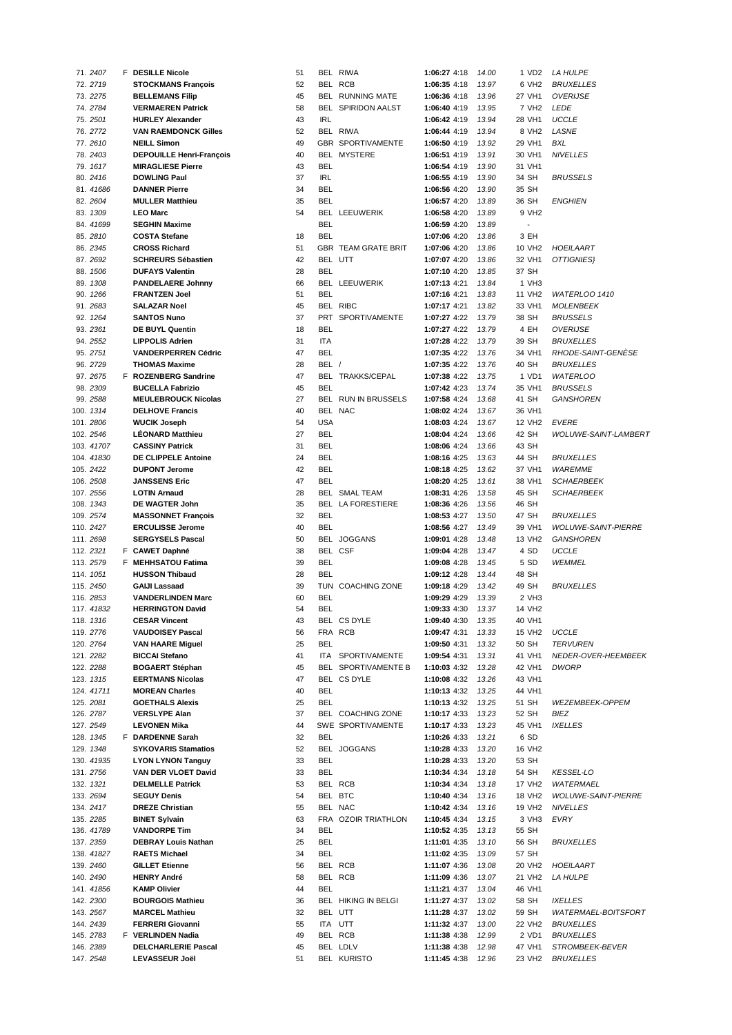| Pos | Dos | Sexe | Nom | Age | Nat | Club | Temps | Moy/km | km/h | Cat | Ville |
|---|---|---|---|---|---|---|---|---|---|---|---|
| 71. | 2407 | F | DESILLE Nicole | 51 | BEL | RIWA | 1:06:27 | 4:18 | 14.00 | 1 VD2 | LA HULPE |
| 72. | 2719 | | STOCKMANS François | 52 | BEL | RCB | 1:06:35 | 4:18 | 13.97 | 6 VH2 | BRUXELLES |
| 73. | 2275 | | BELLEMANS Filip | 45 | BEL | RUNNING MATE | 1:06:36 | 4:18 | 13.96 | 27 VH1 | OVERIJSE |
| 74. | 2784 | | VERMAEREN Patrick | 58 | BEL | SPIRIDON AALST | 1:06:40 | 4:19 | 13.95 | 7 VH2 | LEDE |
| 75. | 2501 | | HURLEY Alexander | 43 | IRL | | 1:06:42 | 4:19 | 13.94 | 28 VH1 | UCCLE |
| 76. | 2772 | | VAN RAEMDONCK Gilles | 52 | BEL | RIWA | 1:06:44 | 4:19 | 13.94 | 8 VH2 | LASNE |
| 77. | 2610 | | NEILL Simon | 49 | GBR | SPORTIVAMENTE | 1:06:50 | 4:19 | 13.92 | 29 VH1 | BXL |
| 78. | 2403 | | DEPOUILLE Henri-François | 40 | BEL | MYSTERE | 1:06:51 | 4:19 | 13.91 | 30 VH1 | NIVELLES |
| 79. | 1617 | | MIRAGLIESE Pierre | 43 | BEL | | 1:06:54 | 4:19 | 13.90 | 31 VH1 | |
| 80. | 2416 | | DOWLING Paul | 37 | IRL | | 1:06:55 | 4:19 | 13.90 | 34 SH | BRUSSELS |
| 81. | 41686 | | DANNER Pierre | 34 | BEL | | 1:06:56 | 4:20 | 13.90 | 35 SH | |
| 82. | 2604 | | MULLER Matthieu | 35 | BEL | | 1:06:57 | 4:20 | 13.89 | 36 SH | ENGHIEN |
| 83. | 1309 | | LEO Marc | 54 | BEL | LEEUWERIK | 1:06:58 | 4:20 | 13.89 | 9 VH2 | |
| 84. | 41699 | | SEGHIN Maxime | | BEL | | 1:06:59 | 4:20 | 13.89 | - | |
| 85. | 2810 | | COSTA Stefane | 18 | BEL | | 1:07:06 | 4:20 | 13.86 | 3 EH | |
| 86. | 2345 | | CROSS Richard | 51 | GBR | TEAM GRATE BRIT | 1:07:06 | 4:20 | 13.86 | 10 VH2 | HOEILAART |
| 87. | 2692 | | SCHREURS Sébastien | 42 | BEL | UTT | 1:07:07 | 4:20 | 13.86 | 32 VH1 | OTTIGNIES} |
| 88. | 1506 | | DUFAYS Valentin | 28 | BEL | | 1:07:10 | 4:20 | 13.85 | 37 SH | |
| 89. | 1308 | | PANDELAERE Johnny | 66 | BEL | LEEUWERIK | 1:07:13 | 4:21 | 13.84 | 1 VH3 | |
| 90. | 1266 | | FRANTZEN Joel | 51 | BEL | | 1:07:16 | 4:21 | 13.83 | 11 VH2 | WATERLOO 1410 |
| 91. | 2683 | | SALAZAR Noel | 45 | BEL | RIBC | 1:07:17 | 4:21 | 13.82 | 33 VH1 | MOLENBEEK |
| 92. | 1264 | | SANTOS Nuno | 37 | PRT | SPORTIVAMENTE | 1:07:27 | 4:22 | 13.79 | 38 SH | BRUSSELS |
| 93. | 2361 | | DE BUYL Quentin | 18 | BEL | | 1:07:27 | 4:22 | 13.79 | 4 EH | OVERIJSE |
| 94. | 2552 | | LIPPOLIS Adrien | 31 | ITA | | 1:07:28 | 4:22 | 13.79 | 39 SH | BRUXELLES |
| 95. | 2751 | | VANDERPERREN Cédric | 47 | BEL | | 1:07:35 | 4:22 | 13.76 | 34 VH1 | RHODE-SAINT-GENÈSE |
| 96. | 2729 | | THOMAS Maxime | 28 | BEL | / | 1:07:35 | 4:22 | 13.76 | 40 SH | BRUXELLES |
| 97. | 2675 | F | ROZENBERG Sandrine | 47 | BEL | TRAKKS/CEPAL | 1:07:38 | 4:22 | 13.75 | 1 VD1 | WATERLOO |
| 98. | 2309 | | BUCELLA Fabrizio | 45 | BEL | | 1:07:42 | 4:23 | 13.74 | 35 VH1 | BRUSSELS |
| 99. | 2588 | | MEULEBROUCK Nicolas | 27 | BEL | RUN IN BRUSSELS | 1:07:58 | 4:24 | 13.68 | 41 SH | GANSHOREN |
| 100. | 1314 | | DELHOVE Francis | 40 | BEL | NAC | 1:08:02 | 4:24 | 13.67 | 36 VH1 | |
| 101. | 2806 | | WUCIK Joseph | 54 | USA | | 1:08:03 | 4:24 | 13.67 | 12 VH2 | EVERE |
| 102. | 2546 | | LÉONARD Matthieu | 27 | BEL | | 1:08:04 | 4:24 | 13.66 | 42 SH | WOLUWE-SAINT-LAMBERT |
| 103. | 41707 | | CASSINY Patrick | 31 | BEL | | 1:08:06 | 4:24 | 13.66 | 43 SH | |
| 104. | 41830 | | DE CLIPPELE Antoine | 24 | BEL | | 1:08:16 | 4:25 | 13.63 | 44 SH | BRUXELLES |
| 105. | 2422 | | DUPONT Jerome | 42 | BEL | | 1:08:18 | 4:25 | 13.62 | 37 VH1 | WAREMME |
| 106. | 2508 | | JANSSENS Eric | 47 | BEL | | 1:08:20 | 4:25 | 13.61 | 38 VH1 | SCHAERBEEK |
| 107. | 2556 | | LOTIN Arnaud | 28 | BEL | SMAL TEAM | 1:08:31 | 4:26 | 13.58 | 45 SH | SCHAERBEEK |
| 108. | 1343 | | DE WAGTER John | 35 | BEL | LA FORESTIERE | 1:08:36 | 4:26 | 13.56 | 46 SH | |
| 109. | 2574 | | MASSONNET François | 32 | BEL | | 1:08:53 | 4:27 | 13.50 | 47 SH | BRUXELLES |
| 110. | 2427 | | ERCULISSE Jerome | 40 | BEL | | 1:08:56 | 4:27 | 13.49 | 39 VH1 | WOLUWE-SAINT-PIERRE |
| 111. | 2698 | | SERGYSELS Pascal | 50 | BEL | JOGGANS | 1:09:01 | 4:28 | 13.48 | 13 VH2 | GANSHOREN |
| 112. | 2321 | F | CAWET Daphné | 38 | BEL | CSF | 1:09:04 | 4:28 | 13.47 | 4 SD | UCCLE |
| 113. | 2579 | F | MEHHSATOU Fatima | 39 | BEL | | 1:09:08 | 4:28 | 13.45 | 5 SD | WEMMEL |
| 114. | 1051 | | HUSSON Thibaud | 28 | BEL | | 1:09:12 | 4:28 | 13.44 | 48 SH | |
| 115. | 2450 | | GAIJI Lassaad | 39 | TUN | COACHING ZONE | 1:09:18 | 4:29 | 13.42 | 49 SH | BRUXELLES |
| 116. | 2853 | | VANDERLINDEN Marc | 60 | BEL | | 1:09:29 | 4:29 | 13.39 | 2 VH3 | |
| 117. | 41832 | | HERRINGTON David | 54 | BEL | | 1:09:33 | 4:30 | 13.37 | 14 VH2 | |
| 118. | 1316 | | CESAR Vincent | 43 | BEL | CS DYLE | 1:09:40 | 4:30 | 13.35 | 40 VH1 | |
| 119. | 2776 | | VAUDOISEY Pascal | 56 | FRA | RCB | 1:09:47 | 4:31 | 13.33 | 15 VH2 | UCCLE |
| 120. | 2764 | | VAN HAARE Miguel | 25 | BEL | | 1:09:50 | 4:31 | 13.32 | 50 SH | TERVUREN |
| 121. | 2282 | | BICCAI Stefano | 41 | ITA | SPORTIVAMENTE | 1:09:54 | 4:31 | 13.31 | 41 VH1 | NEDER-OVER-HEEMBEEK |
| 122. | 2288 | | BOGAERT Stéphan | 45 | BEL | SPORTIVAMENTE B | 1:10:03 | 4:32 | 13.28 | 42 VH1 | DWORP |
| 123. | 1315 | | EERTMANS Nicolas | 47 | BEL | CS DYLE | 1:10:08 | 4:32 | 13.26 | 43 VH1 | |
| 124. | 41711 | | MOREAN Charles | 40 | BEL | | 1:10:13 | 4:32 | 13.25 | 44 VH1 | |
| 125. | 2081 | | GOETHALS Alexis | 25 | BEL | | 1:10:13 | 4:32 | 13.25 | 51 SH | WEZEMBEEK-OPPEM |
| 126. | 2787 | | VERSLYPE Alan | 37 | BEL | COACHING ZONE | 1:10:17 | 4:33 | 13.23 | 52 SH | BIEZ |
| 127. | 2549 | | LEVONEN Mika | 44 | SWE | SPORTIVAMENTE | 1:10:17 | 4:33 | 13.23 | 45 VH1 | IXELLES |
| 128. | 1345 | F | DARDENNE Sarah | 32 | BEL | | 1:10:26 | 4:33 | 13.21 | 6 SD | |
| 129. | 1348 | | SYKOVARIS Stamatios | 52 | BEL | JOGGANS | 1:10:28 | 4:33 | 13.20 | 16 VH2 | |
| 130. | 41935 | | LYON LYNON Tanguy | 33 | BEL | | 1:10:28 | 4:33 | 13.20 | 53 SH | |
| 131. | 2756 | | VAN DER VLOET David | 33 | BEL | | 1:10:34 | 4:34 | 13.18 | 54 SH | KESSEL-LO |
| 132. | 1321 | | DELMELLE Patrick | 53 | BEL | RCB | 1:10:34 | 4:34 | 13.18 | 17 VH2 | WATERMAEL |
| 133. | 2694 | | SEGUY Denis | 54 | BEL | BTC | 1:10:40 | 4:34 | 13.16 | 18 VH2 | WOLUWE-SAINT-PIERRE |
| 134. | 2417 | | DREZE Christian | 55 | BEL | NAC | 1:10:42 | 4:34 | 13.16 | 19 VH2 | NIVELLES |
| 135. | 2285 | | BINET Sylvain | 63 | FRA | OZOIR TRIATHLON | 1:10:45 | 4:34 | 13.15 | 3 VH3 | EVRY |
| 136. | 41789 | | VANDORPE Tim | 34 | BEL | | 1:10:52 | 4:35 | 13.13 | 55 SH | |
| 137. | 2359 | | DEBRAY Louis Nathan | 25 | BEL | | 1:11:01 | 4:35 | 13.10 | 56 SH | BRUXELLES |
| 138. | 41827 | | RAETS Michael | 34 | BEL | | 1:11:02 | 4:35 | 13.09 | 57 SH | |
| 139. | 2460 | | GILLET Etienne | 56 | BEL | RCB | 1:11:07 | 4:36 | 13.08 | 20 VH2 | HOEILAART |
| 140. | 2490 | | HENRY André | 58 | BEL | RCB | 1:11:09 | 4:36 | 13.07 | 21 VH2 | LA HULPE |
| 141. | 41856 | | KAMP Olivier | 44 | BEL | | 1:11:21 | 4:37 | 13.04 | 46 VH1 | |
| 142. | 2300 | | BOURGOIS Mathieu | 36 | BEL | HIKING IN BELGI | 1:11:27 | 4:37 | 13.02 | 58 SH | IXELLES |
| 143. | 2567 | | MARCEL Mathieu | 32 | BEL | UTT | 1:11:28 | 4:37 | 13.02 | 59 SH | WATERMAEL-BOITSFORT |
| 144. | 2439 | | FERRERI Giovanni | 55 | ITA | UTT | 1:11:32 | 4:37 | 13.00 | 22 VH2 | BRUXELLES |
| 145. | 2783 | F | VERLINDEN Nadia | 49 | BEL | RCB | 1:11:38 | 4:38 | 12.99 | 2 VD1 | BRUXELLES |
| 146. | 2389 | | DELCHARLERIE Pascal | 45 | BEL | LDLV | 1:11:38 | 4:38 | 12.98 | 47 VH1 | STROMBEEK-BEVER |
| 147. | 2548 | | LEVASSEUR Joël | 51 | BEL | KURISTO | 1:11:45 | 4:38 | 12.96 | 23 VH2 | BRUXELLES |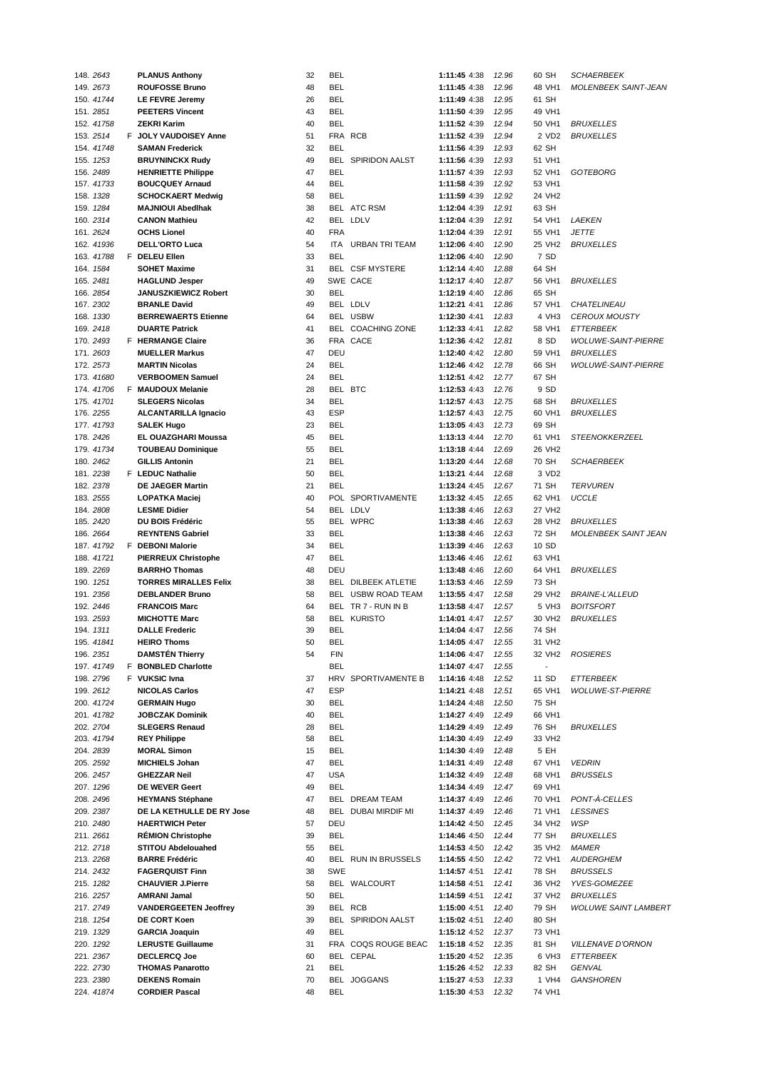| Pos. | Dos. | Sex | Nom | Age | Nat | Club | Temps | Moy | km/h | Cat | Ville |
|---|---|---|---|---|---|---|---|---|---|---|---|
| 148. | 2643 | | PLANUS Anthony | 32 | BEL | | 1:11:45 | 4:38 | 12.96 | 60 SH | SCHAERBEEK |
| 149. | 2673 | | ROUFOSSE Bruno | 48 | BEL | | 1:11:45 | 4:38 | 12.96 | 48 VH1 | MOLENBEEK SAINT-JEAN |
| 150. | 41744 | | LE FEVRE Jeremy | 26 | BEL | | 1:11:49 | 4:38 | 12.95 | 61 SH | |
| 151. | 2851 | | PEETERS Vincent | 43 | BEL | | 1:11:50 | 4:39 | 12.95 | 49 VH1 | |
| 152. | 41758 | | ZEKRI Karim | 40 | BEL | | 1:11:52 | 4:39 | 12.94 | 50 VH1 | BRUXELLES |
| 153. | 2514 | F | JOLY VAUDOISEY Anne | 51 | FRA | RCB | 1:11:52 | 4:39 | 12.94 | 2 VD2 | BRUXELLES |
| 154. | 41748 | | SAMAN Frederick | 32 | BEL | | 1:11:56 | 4:39 | 12.93 | 62 SH | |
| 155. | 1253 | | BRUYNINCKX Rudy | 49 | BEL | SPIRIDON AALST | 1:11:56 | 4:39 | 12.93 | 51 VH1 | |
| 156. | 2489 | | HENRIETTE Philippe | 47 | BEL | | 1:11:57 | 4:39 | 12.93 | 52 VH1 | GOTEBORG |
| 157. | 41733 | | BOUCQUEY Arnaud | 44 | BEL | | 1:11:58 | 4:39 | 12.92 | 53 VH1 | |
| 158. | 1328 | | SCHOCKAERT Medwig | 58 | BEL | | 1:11:59 | 4:39 | 12.92 | 24 VH2 | |
| 159. | 1284 | | MAJNIOUI Abedlhak | 38 | BEL | ATC RSM | 1:12:04 | 4:39 | 12.91 | 63 SH | |
| 160. | 2314 | | CANON Mathieu | 42 | BEL | LDLV | 1:12:04 | 4:39 | 12.91 | 54 VH1 | LAEKEN |
| 161. | 2624 | | OCHS Lionel | 40 | FRA | | 1:12:04 | 4:39 | 12.91 | 55 VH1 | JETTE |
| 162. | 41936 | | DELL'ORTO Luca | 54 | ITA | URBAN TRI TEAM | 1:12:06 | 4:40 | 12.90 | 25 VH2 | BRUXELLES |
| 163. | 41788 | F | DELEU Ellen | 33 | BEL | | 1:12:06 | 4:40 | 12.90 | 7 SD | |
| 164. | 1584 | | SOHET Maxime | 31 | BEL | CSF MYSTERE | 1:12:14 | 4:40 | 12.88 | 64 SH | |
| 165. | 2481 | | HAGLUND Jesper | 49 | SWE | CACE | 1:12:17 | 4:40 | 12.87 | 56 VH1 | BRUXELLES |
| 166. | 2854 | | JANUSZKIEWICZ Robert | 30 | BEL | | 1:12:19 | 4:40 | 12.86 | 65 SH | |
| 167. | 2302 | | BRANLE David | 49 | BEL | LDLV | 1:12:21 | 4:41 | 12.86 | 57 VH1 | CHATELINEAU |
| 168. | 1330 | | BERREWAERTS Etienne | 64 | BEL | USBW | 1:12:30 | 4:41 | 12.83 | 4 VH3 | CEROUX MOUSTY |
| 169. | 2418 | | DUARTE Patrick | 41 | BEL | COACHING ZONE | 1:12:33 | 4:41 | 12.82 | 58 VH1 | ETTERBEEK |
| 170. | 2493 | F | HERMANGE Claire | 36 | FRA | CACE | 1:12:36 | 4:42 | 12.81 | 8 SD | WOLUWE-SAINT-PIERRE |
| 171. | 2603 | | MUELLER Markus | 47 | DEU | | 1:12:40 | 4:42 | 12.80 | 59 VH1 | BRUXELLES |
| 172. | 2573 | | MARTIN Nicolas | 24 | BEL | | 1:12:46 | 4:42 | 12.78 | 66 SH | WOLUWÉ-SAINT-PIERRE |
| 173. | 41680 | | VERBOOMEN Samuel | 24 | BEL | | 1:12:51 | 4:42 | 12.77 | 67 SH | |
| 174. | 41706 | F | MAUDOUX Melanie | 28 | BEL | BTC | 1:12:53 | 4:43 | 12.76 | 9 SD | |
| 175. | 41701 | | SLEGERS Nicolas | 34 | BEL | | 1:12:57 | 4:43 | 12.75 | 68 SH | BRUXELLES |
| 176. | 2255 | | ALCANTARILLA Ignacio | 43 | ESP | | 1:12:57 | 4:43 | 12.75 | 60 VH1 | BRUXELLES |
| 177. | 41793 | | SALEK Hugo | 23 | BEL | | 1:13:05 | 4:43 | 12.73 | 69 SH | |
| 178. | 2426 | | EL OUAZGHARI Moussa | 45 | BEL | | 1:13:13 | 4:44 | 12.70 | 61 VH1 | STEENOKKERZEEL |
| 179. | 41734 | | TOUBEAU Dominique | 55 | BEL | | 1:13:18 | 4:44 | 12.69 | 26 VH2 | |
| 180. | 2462 | | GILLIS Antonin | 21 | BEL | | 1:13:20 | 4:44 | 12.68 | 70 SH | SCHAERBEEK |
| 181. | 2238 | F | LEDUC Nathalie | 50 | BEL | | 1:13:21 | 4:44 | 12.68 | 3 VD2 | |
| 182. | 2378 | | DE JAEGER Martin | 21 | BEL | | 1:13:24 | 4:45 | 12.67 | 71 SH | TERVUREN |
| 183. | 2555 | | LOPATKA Maciej | 40 | POL | SPORTIVAMENTE | 1:13:32 | 4:45 | 12.65 | 62 VH1 | UCCLE |
| 184. | 2808 | | LESME Didier | 54 | BEL | LDLV | 1:13:38 | 4:46 | 12.63 | 27 VH2 | |
| 185. | 2420 | | DU BOIS Frédéric | 55 | BEL | WPRC | 1:13:38 | 4:46 | 12.63 | 28 VH2 | BRUXELLES |
| 186. | 2664 | | REYNTENS Gabriel | 33 | BEL | | 1:13:38 | 4:46 | 12.63 | 72 SH | MOLENBEEK SAINT JEAN |
| 187. | 41792 | F | DEBONI Malorie | 34 | BEL | | 1:13:39 | 4:46 | 12.63 | 10 SD | |
| 188. | 41721 | | PIERREUX Christophe | 47 | BEL | | 1:13:46 | 4:46 | 12.61 | 63 VH1 | |
| 189. | 2269 | | BARRHO Thomas | 48 | DEU | | 1:13:48 | 4:46 | 12.60 | 64 VH1 | BRUXELLES |
| 190. | 1251 | | TORRES MIRALLES Felix | 38 | BEL | DILBEEK ATLETIE | 1:13:53 | 4:46 | 12.59 | 73 SH | |
| 191. | 2356 | | DEBLANDER Bruno | 58 | BEL | USBW ROAD TEAM | 1:13:55 | 4:47 | 12.58 | 29 VH2 | BRAINE-L'ALLEUD |
| 192. | 2446 | | FRANCOIS Marc | 64 | BEL | TR 7 - RUN IN B | 1:13:58 | 4:47 | 12.57 | 5 VH3 | BOITSFORT |
| 193. | 2593 | | MICHOTTE Marc | 58 | BEL | KURISTO | 1:14:01 | 4:47 | 12.57 | 30 VH2 | BRUXELLES |
| 194. | 1311 | | DALLE Frederic | 39 | BEL | | 1:14:04 | 4:47 | 12.56 | 74 SH | |
| 195. | 41841 | | HEIRO Thoms | 50 | BEL | | 1:14:05 | 4:47 | 12.55 | 31 VH2 | |
| 196. | 2351 | | DAMSTÉN Thierry | 54 | FIN | | 1:14:06 | 4:47 | 12.55 | 32 VH2 | ROSIERES |
| 197. | 41749 | F | BONBLED Charlotte | | BEL | | 1:14:07 | 4:47 | 12.55 | - | |
| 198. | 2796 | F | VUKSIC Ivna | 37 | HRV | SPORTIVAMENTE B | 1:14:16 | 4:48 | 12.52 | 11 SD | ETTERBEEK |
| 199. | 2612 | | NICOLAS Carlos | 47 | ESP | | 1:14:21 | 4:48 | 12.51 | 65 VH1 | WOLUWE-ST-PIERRE |
| 200. | 41724 | | GERMAIN Hugo | 30 | BEL | | 1:14:24 | 4:48 | 12.50 | 75 SH | |
| 201. | 41782 | | JOBCZAK Dominik | 40 | BEL | | 1:14:27 | 4:49 | 12.49 | 66 VH1 | |
| 202. | 2704 | | SLEGERS Renaud | 28 | BEL | | 1:14:29 | 4:49 | 12.49 | 76 SH | BRUXELLES |
| 203. | 41794 | | REY Philippe | 58 | BEL | | 1:14:30 | 4:49 | 12.49 | 33 VH2 | |
| 204. | 2839 | | MORAL Simon | 15 | BEL | | 1:14:30 | 4:49 | 12.48 | 5 EH | |
| 205. | 2592 | | MICHIELS Johan | 47 | BEL | | 1:14:31 | 4:49 | 12.48 | 67 VH1 | VEDRIN |
| 206. | 2457 | | GHEZZAR Neil | 47 | USA | | 1:14:32 | 4:49 | 12.48 | 68 VH1 | BRUSSELS |
| 207. | 1296 | | DE WEVER Geert | 49 | BEL | | 1:14:34 | 4:49 | 12.47 | 69 VH1 | |
| 208. | 2496 | | HEYMANS Stéphane | 47 | BEL | DREAM TEAM | 1:14:37 | 4:49 | 12.46 | 70 VH1 | PONT-À-CELLES |
| 209. | 2387 | | DE LA KETHULLE DE RY Jose | 48 | BEL | DUBAI MIRDIF MI | 1:14:37 | 4:49 | 12.46 | 71 VH1 | LESSINES |
| 210. | 2480 | | HAERTWICH Peter | 57 | DEU | | 1:14:42 | 4:50 | 12.45 | 34 VH2 | WSP |
| 211. | 2661 | | RÉMION Christophe | 39 | BEL | | 1:14:46 | 4:50 | 12.44 | 77 SH | BRUXELLES |
| 212. | 2718 | | STITOU Abdelouahed | 55 | BEL | | 1:14:53 | 4:50 | 12.42 | 35 VH2 | MAMER |
| 213. | 2268 | | BARRE Frédéric | 40 | BEL | RUN IN BRUSSELS | 1:14:55 | 4:50 | 12.42 | 72 VH1 | AUDERGHEM |
| 214. | 2432 | | FAGERQUIST Finn | 38 | SWE | | 1:14:57 | 4:51 | 12.41 | 78 SH | BRUSSELS |
| 215. | 1282 | | CHAUVIER J.Pierre | 58 | BEL | WALCOURT | 1:14:58 | 4:51 | 12.41 | 36 VH2 | YVES-GOMEZEE |
| 216. | 2257 | | AMRANI Jamal | 50 | BEL | | 1:14:59 | 4:51 | 12.41 | 37 VH2 | BRUXELLES |
| 217. | 2749 | | VANDERGEETEN Jeoffrey | 39 | BEL | RCB | 1:15:00 | 4:51 | 12.40 | 79 SH | WOLUWE SAINT LAMBERT |
| 218. | 1254 | | DE CORT Koen | 39 | BEL | SPIRIDON AALST | 1:15:02 | 4:51 | 12.40 | 80 SH | |
| 219. | 1329 | | GARCIA Joaquin | 49 | BEL | | 1:15:12 | 4:52 | 12.37 | 73 VH1 | |
| 220. | 1292 | | LERUSTE Guillaume | 31 | FRA | COQS ROUGE BEAC | 1:15:18 | 4:52 | 12.35 | 81 SH | VILLENAVE D'ORNON |
| 221. | 2367 | | DECLERCQ Joe | 60 | BEL | CEPAL | 1:15:20 | 4:52 | 12.35 | 6 VH3 | ETTERBEEK |
| 222. | 2730 | | THOMAS Panarotto | 21 | BEL | | 1:15:26 | 4:52 | 12.33 | 82 SH | GENVAL |
| 223. | 2380 | | DEKENS Romain | 70 | BEL | JOGGANS | 1:15:27 | 4:53 | 12.33 | 1 VH4 | GANSHOREN |
| 224. | 41874 | | CORDIER Pascal | 48 | BEL | | 1:15:30 | 4:53 | 12.32 | 74 VH1 | |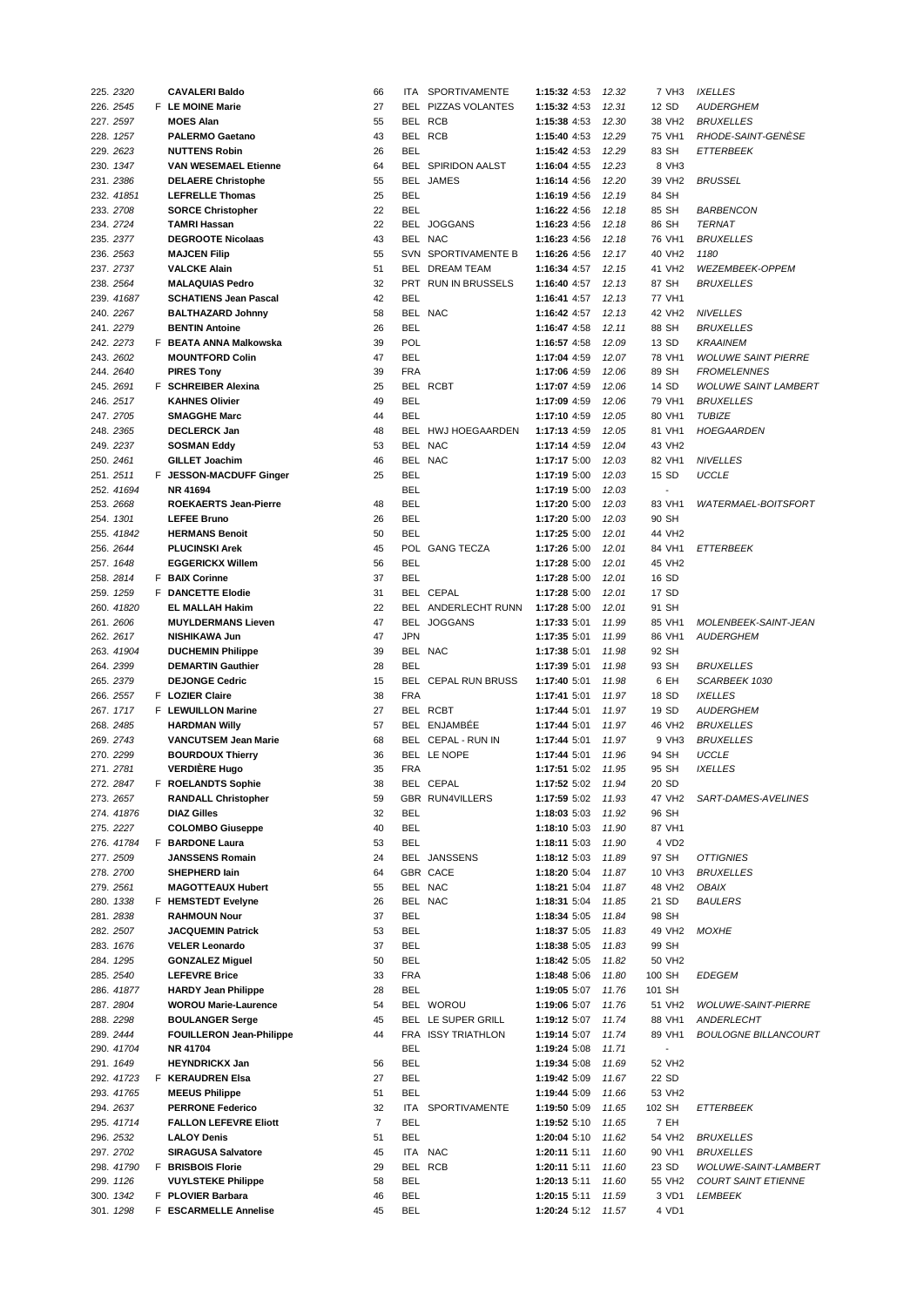| Pos | Dossard | Sexe | Nom | Age | Nat | Club | Temps | Allure | km/h | Cat | Localité |
|---|---|---|---|---|---|---|---|---|---|---|---|
| 225. | 2320 | | CAVALERI Baldo | 66 | ITA | SPORTIVAMENTE | 1:15:32 | 4:53 | 12.32 | 7 VH3 | IXELLES |
| 226. | 2545 | F | LE MOINE Marie | 27 | BEL | PIZZAS VOLANTES | 1:15:32 | 4:53 | 12.31 | 12 SD | AUDERGHEM |
| 227. | 2597 | | MOES Alan | 55 | BEL | RCB | 1:15:38 | 4:53 | 12.30 | 38 VH2 | BRUXELLES |
| 228. | 1257 | | PALERMO Gaetano | 43 | BEL | RCB | 1:15:40 | 4:53 | 12.29 | 75 VH1 | RHODE-SAINT-GENÈSE |
| 229. | 2623 | | NUTTENS Robin | 26 | BEL | | 1:15:42 | 4:53 | 12.29 | 83 SH | ETTERBEEK |
| 230. | 1347 | | VAN WESEMAEL Etienne | 64 | BEL | SPIRIDON AALST | 1:16:04 | 4:55 | 12.23 | 8 VH3 | |
| 231. | 2386 | | DELAERE Christophe | 55 | BEL | JAMES | 1:16:14 | 4:56 | 12.20 | 39 VH2 | BRUSSEL |
| 232. | 41851 | | LEFRELLE Thomas | 25 | BEL | | 1:16:19 | 4:56 | 12.19 | 84 SH | |
| 233. | 2708 | | SORCE Christopher | 22 | BEL | | 1:16:22 | 4:56 | 12.18 | 85 SH | BARBENCON |
| 234. | 2724 | | TAMRI Hassan | 22 | BEL | JOGGANS | 1:16:23 | 4:56 | 12.18 | 86 SH | TERNAT |
| 235. | 2377 | | DEGROOTE Nicolaas | 43 | BEL | NAC | 1:16:23 | 4:56 | 12.18 | 76 VH1 | BRUXELLES |
| 236. | 2563 | | MAJCEN Filip | 55 | SVN | SPORTIVAMENTE B | 1:16:26 | 4:56 | 12.17 | 40 VH2 | 1180 |
| 237. | 2737 | | VALCKE Alain | 51 | BEL | DREAM TEAM | 1:16:34 | 4:57 | 12.15 | 41 VH2 | WEZEMBEEK-OPPEM |
| 238. | 2564 | | MALAQUIAS Pedro | 32 | PRT | RUN IN BRUSSELS | 1:16:40 | 4:57 | 12.13 | 87 SH | BRUXELLES |
| 239. | 41687 | | SCHATIENS Jean Pascal | 42 | BEL | | 1:16:41 | 4:57 | 12.13 | 77 VH1 | |
| 240. | 2267 | | BALTHAZARD Johnny | 58 | BEL | NAC | 1:16:42 | 4:57 | 12.13 | 42 VH2 | NIVELLES |
| 241. | 2279 | | BENTIN Antoine | 26 | BEL | | 1:16:47 | 4:58 | 12.11 | 88 SH | BRUXELLES |
| 242. | 2273 | F | BEATA ANNA Malkowska | 39 | POL | | 1:16:57 | 4:58 | 12.09 | 13 SD | KRAAINEM |
| 243. | 2602 | | MOUNTFORD Colin | 47 | BEL | | 1:17:04 | 4:59 | 12.07 | 78 VH1 | WOLUWE SAINT PIERRE |
| 244. | 2640 | | PIRES Tony | 39 | FRA | | 1:17:06 | 4:59 | 12.06 | 89 SH | FROMELENNES |
| 245. | 2691 | F | SCHREIBER Alexina | 25 | BEL | RCBT | 1:17:07 | 4:59 | 12.06 | 14 SD | WOLUWE SAINT LAMBERT |
| 246. | 2517 | | KAHNES Olivier | 49 | BEL | | 1:17:09 | 4:59 | 12.06 | 79 VH1 | BRUXELLES |
| 247. | 2705 | | SMAGGHE Marc | 44 | BEL | | 1:17:10 | 4:59 | 12.05 | 80 VH1 | TUBIZE |
| 248. | 2365 | | DECLERCK Jan | 48 | BEL | HWJ HOEGAARDEN | 1:17:13 | 4:59 | 12.05 | 81 VH1 | HOEGAARDEN |
| 249. | 2237 | | SOSMAN Eddy | 53 | BEL | NAC | 1:17:14 | 4:59 | 12.04 | 43 VH2 | |
| 250. | 2461 | | GILLET Joachim | 46 | BEL | NAC | 1:17:17 | 5:00 | 12.03 | 82 VH1 | NIVELLES |
| 251. | 2511 | F | JESSON-MACDUFF Ginger | 25 | BEL | | 1:17:19 | 5:00 | 12.03 | 15 SD | UCCLE |
| 252. | 41694 | | NR 41694 | | BEL | | 1:17:19 | 5:00 | 12.03 | - | |
| 253. | 2668 | | ROEKAERTS Jean-Pierre | 48 | BEL | | 1:17:20 | 5:00 | 12.03 | 83 VH1 | WATERMAEL-BOITSFORT |
| 254. | 1301 | | LEFEE Bruno | 26 | BEL | | 1:17:20 | 5:00 | 12.03 | 90 SH | |
| 255. | 41842 | | HERMANS Benoit | 50 | BEL | | 1:17:25 | 5:00 | 12.01 | 44 VH2 | |
| 256. | 2644 | | PLUCINSKI Arek | 45 | POL | GANG TECZA | 1:17:26 | 5:00 | 12.01 | 84 VH1 | ETTERBEEK |
| 257. | 1648 | | EGGERICKX Willem | 56 | BEL | | 1:17:28 | 5:00 | 12.01 | 45 VH2 | |
| 258. | 2814 | F | BAIX Corinne | 37 | BEL | | 1:17:28 | 5:00 | 12.01 | 16 SD | |
| 259. | 1259 | F | DANCETTE Elodie | 31 | BEL | CEPAL | 1:17:28 | 5:00 | 12.01 | 17 SD | |
| 260. | 41820 | | EL MALLAH Hakim | 22 | BEL | ANDERLECHT RUNN | 1:17:28 | 5:00 | 12.01 | 91 SH | |
| 261. | 2606 | | MUYLDERMANS Lieven | 47 | BEL | JOGGANS | 1:17:33 | 5:01 | 11.99 | 85 VH1 | MOLENBEEK-SAINT-JEAN |
| 262. | 2617 | | NISHIKAWA Jun | 47 | JPN | | 1:17:35 | 5:01 | 11.99 | 86 VH1 | AUDERGHEM |
| 263. | 41904 | | DUCHEMIN Philippe | 39 | BEL | NAC | 1:17:38 | 5:01 | 11.98 | 92 SH | |
| 264. | 2399 | | DEMARTIN Gauthier | 28 | BEL | | 1:17:39 | 5:01 | 11.98 | 93 SH | BRUXELLES |
| 265. | 2379 | | DEJONGE Cedric | 15 | BEL | CEPAL RUN BRUSS | 1:17:40 | 5:01 | 11.98 | 6 EH | SCARBEEK 1030 |
| 266. | 2557 | F | LOZIER Claire | 38 | FRA | | 1:17:41 | 5:01 | 11.97 | 18 SD | IXELLES |
| 267. | 1717 | F | LEWUILLON Marine | 27 | BEL | RCBT | 1:17:44 | 5:01 | 11.97 | 19 SD | AUDERGHEM |
| 268. | 2485 | | HARDMAN Willy | 57 | BEL | ENJAMBÉE | 1:17:44 | 5:01 | 11.97 | 46 VH2 | BRUXELLES |
| 269. | 2743 | | VANCUTSEM Jean Marie | 68 | BEL | CEPAL - RUN IN | 1:17:44 | 5:01 | 11.97 | 9 VH3 | BRUXELLES |
| 270. | 2299 | | BOURDOUX Thierry | 36 | BEL | LE NOPE | 1:17:44 | 5:01 | 11.96 | 94 SH | UCCLE |
| 271. | 2781 | | VERDIÈRE Hugo | 35 | FRA | | 1:17:51 | 5:02 | 11.95 | 95 SH | IXELLES |
| 272. | 2847 | F | ROELANDTS Sophie | 38 | BEL | CEPAL | 1:17:52 | 5:02 | 11.94 | 20 SD | |
| 273. | 2657 | | RANDALL Christopher | 59 | GBR | RUN4VILLERS | 1:17:59 | 5:02 | 11.93 | 47 VH2 | SART-DAMES-AVELINES |
| 274. | 41876 | | DIAZ Gilles | 32 | BEL | | 1:18:03 | 5:03 | 11.92 | 96 SH | |
| 275. | 2227 | | COLOMBO Giuseppe | 40 | BEL | | 1:18:10 | 5:03 | 11.90 | 87 VH1 | |
| 276. | 41784 | F | BARDONE Laura | 53 | BEL | | 1:18:11 | 5:03 | 11.90 | 4 VD2 | |
| 277. | 2509 | | JANSSENS Romain | 24 | BEL | JANSSENS | 1:18:12 | 5:03 | 11.89 | 97 SH | OTTIGNIES |
| 278. | 2700 | | SHEPHERD Iain | 64 | GBR | CACE | 1:18:20 | 5:04 | 11.87 | 10 VH3 | BRUXELLES |
| 279. | 2561 | | MAGOTTEAUX Hubert | 55 | BEL | NAC | 1:18:21 | 5:04 | 11.87 | 48 VH2 | OBAIX |
| 280. | 1338 | F | HEMSTEDT Evelyne | 26 | BEL | NAC | 1:18:31 | 5:04 | 11.85 | 21 SD | BAULERS |
| 281. | 2838 | | RAHMOUN Nour | 37 | BEL | | 1:18:34 | 5:05 | 11.84 | 98 SH | |
| 282. | 2507 | | JACQUEMIN Patrick | 53 | BEL | | 1:18:37 | 5:05 | 11.83 | 49 VH2 | MOXHE |
| 283. | 1676 | | VELER Leonardo | 37 | BEL | | 1:18:38 | 5:05 | 11.83 | 99 SH | |
| 284. | 1295 | | GONZALEZ Miguel | 50 | BEL | | 1:18:42 | 5:05 | 11.82 | 50 VH2 | |
| 285. | 2540 | | LEFEVRE Brice | 33 | FRA | | 1:18:48 | 5:06 | 11.80 | 100 SH | EDEGEM |
| 286. | 41877 | | HARDY Jean Philippe | 28 | BEL | | 1:19:05 | 5:07 | 11.76 | 101 SH | |
| 287. | 2804 | | WOROU Marie-Laurence | 54 | BEL | WOROU | 1:19:06 | 5:07 | 11.76 | 51 VH2 | WOLUWE-SAINT-PIERRE |
| 288. | 2298 | | BOULANGER Serge | 45 | BEL | LE SUPER GRILL | 1:19:12 | 5:07 | 11.74 | 88 VH1 | ANDERLECHT |
| 289. | 2444 | | FOUILLERON Jean-Philippe | 44 | FRA | ISSY TRIATHLON | 1:19:14 | 5:07 | 11.74 | 89 VH1 | BOULOGNE BILLANCOURT |
| 290. | 41704 | | NR 41704 | | BEL | | 1:19:24 | 5:08 | 11.71 | - | |
| 291. | 1649 | | HEYNDRICKX Jan | 56 | BEL | | 1:19:34 | 5:08 | 11.69 | 52 VH2 | |
| 292. | 41723 | F | KERAUDREN Elsa | 27 | BEL | | 1:19:42 | 5:09 | 11.67 | 22 SD | |
| 293. | 41765 | | MEEUS Philippe | 51 | BEL | | 1:19:44 | 5:09 | 11.66 | 53 VH2 | |
| 294. | 2637 | | PERRONE Federico | 32 | ITA | SPORTIVAMENTE | 1:19:50 | 5:09 | 11.65 | 102 SH | ETTERBEEK |
| 295. | 41714 | | FALLON LEFEVRE Eliott | 7 | BEL | | 1:19:52 | 5:10 | 11.65 | 7 EH | |
| 296. | 2532 | | LALOY Denis | 51 | BEL | | 1:20:04 | 5:10 | 11.62 | 54 VH2 | BRUXELLES |
| 297. | 2702 | | SIRAGUSA Salvatore | 45 | ITA | NAC | 1:20:11 | 5:11 | 11.60 | 90 VH1 | BRUXELLES |
| 298. | 41790 | F | BRISBOIS Florie | 29 | BEL | RCB | 1:20:11 | 5:11 | 11.60 | 23 SD | WOLUWE-SAINT-LAMBERT |
| 299. | 1126 | | VUYLSTEKE Philippe | 58 | BEL | | 1:20:13 | 5:11 | 11.60 | 55 VH2 | COURT SAINT ETIENNE |
| 300. | 1342 | F | PLOVIER Barbara | 46 | BEL | | 1:20:15 | 5:11 | 11.59 | 3 VD1 | LEMBEEK |
| 301. | 1298 | F | ESCARMELLE Annelise | 45 | BEL | | 1:20:24 | 5:12 | 11.57 | 4 VD1 | |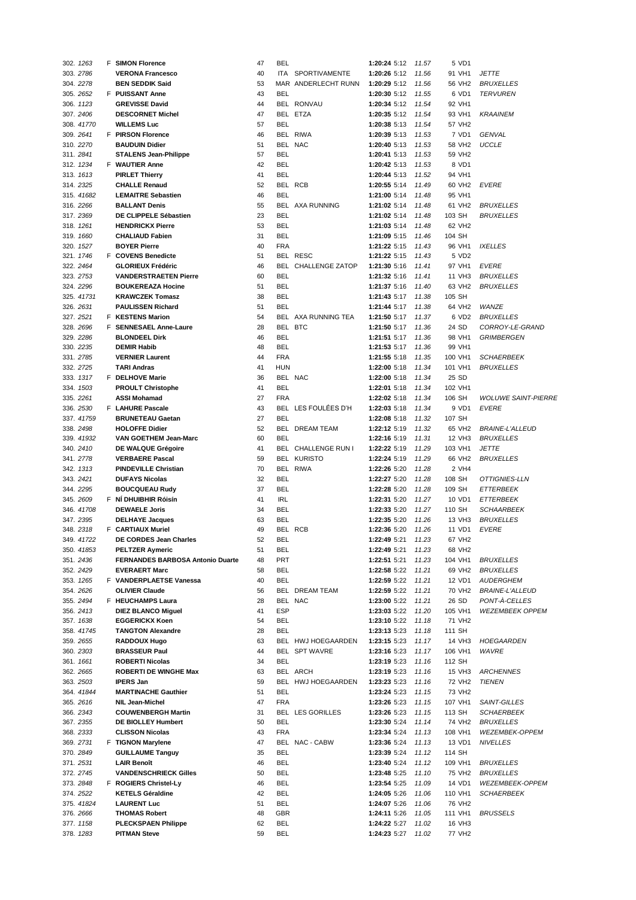| | | | | | | | | | | | |
|---|---|---|---|---|---|---|---|---|---|---|---|
| 302. | *1263* | F | **SIMON Florence** | 47 | BEL | | **1:20:24** | 5:12 | *11.57* | 5 VD1 | |
| 303. | *2786* | | **VERONA Francesco** | 40 | ITA | SPORTIVAMENTE | **1:20:26** | 5:12 | *11.56* | 91 VH1 | *JETTE* |
| 304. | *2278* | | **BEN SEDDIK Said** | 53 | MAR | ANDERLECHT RUNN | **1:20:29** | 5:12 | *11.56* | 56 VH2 | *BRUXELLES* |
| 305. | *2652* | F | **PUISSANT Anne** | 43 | BEL | | **1:20:30** | 5:12 | *11.55* | 6 VD1 | *TERVUREN* |
| 306. | *1123* | | **GREVISSE David** | 44 | BEL | RONVAU | **1:20:34** | 5:12 | *11.54* | 92 VH1 | |
| 307. | *2406* | | **DESCORNET Michel** | 47 | BEL | ETZA | **1:20:35** | 5:12 | *11.54* | 93 VH1 | *KRAAINEM* |
| 308. | *41770* | | **WILLEMS Luc** | 57 | BEL | | **1:20:38** | 5:13 | *11.54* | 57 VH2 | |
| 309. | *2641* | F | **PIRSON Florence** | 46 | BEL | RIWA | **1:20:39** | 5:13 | *11.53* | 7 VD1 | *GENVAL* |
| 310. | *2270* | | **BAUDUIN Didier** | 51 | BEL | NAC | **1:20:40** | 5:13 | *11.53* | 58 VH2 | *UCCLE* |
| 311. | *2841* | | **STALENS Jean-Philippe** | 57 | BEL | | **1:20:41** | 5:13 | *11.53* | 59 VH2 | |
| 312. | *1234* | F | **WAUTIER Anne** | 42 | BEL | | **1:20:42** | 5:13 | *11.53* | 8 VD1 | |
| 313. | *1613* | | **PIRLET Thierry** | 41 | BEL | | **1:20:44** | 5:13 | *11.52* | 94 VH1 | |
| 314. | *2325* | | **CHALLE Renaud** | 52 | BEL | RCB | **1:20:55** | 5:14 | *11.49* | 60 VH2 | *EVERE* |
| 315. | *41682* | | **LEMAITRE Sebastien** | 46 | BEL | | **1:21:00** | 5:14 | *11.48* | 95 VH1 | |
| 316. | *2266* | | **BALLANT Denis** | 55 | BEL | AXA RUNNING | **1:21:02** | 5:14 | *11.48* | 61 VH2 | *BRUXELLES* |
| 317. | *2369* | | **DE CLIPPELE Sébastien** | 23 | BEL | | **1:21:02** | 5:14 | *11.48* | 103 SH | *BRUXELLES* |
| 318. | *1261* | | **HENDRICKX Pierre** | 53 | BEL | | **1:21:03** | 5:14 | *11.48* | 62 VH2 | |
| 319. | *1660* | | **CHALIAUD Fabien** | 31 | BEL | | **1:21:09** | 5:15 | *11.46* | 104 SH | |
| 320. | *1527* | | **BOYER Pierre** | 40 | FRA | | **1:21:22** | 5:15 | *11.43* | 96 VH1 | *IXELLES* |
| 321. | *1746* | F | **COVENS Benedicte** | 51 | BEL | RESC | **1:21:22** | 5:15 | *11.43* | 5 VD2 | |
| 322. | *2464* | | **GLORIEUX Frédéric** | 46 | BEL | CHALLENGE ZATOP | **1:21:30** | 5:16 | *11.41* | 97 VH1 | *EVERE* |
| 323. | *2753* | | **VANDERSTRAETEN Pierre** | 60 | BEL | | **1:21:32** | 5:16 | *11.41* | 11 VH3 | *BRUXELLES* |
| 324. | *2296* | | **BOUKEREAZA Hocine** | 51 | BEL | | **1:21:37** | 5:16 | *11.40* | 63 VH2 | *BRUXELLES* |
| 325. | *41731* | | **KRAWCZEK Tomasz** | 38 | BEL | | **1:21:43** | 5:17 | *11.38* | 105 SH | |
| 326. | *2631* | | **PAULISSEN Richard** | 51 | BEL | | **1:21:44** | 5:17 | *11.38* | 64 VH2 | *WANZE* |
| 327. | *2521* | F | **KESTENS Marion** | 54 | BEL | AXA RUNNING TEA | **1:21:50** | 5:17 | *11.37* | 6 VD2 | *BRUXELLES* |
| 328. | *2696* | F | **SENNESAEL Anne-Laure** | 28 | BEL | BTC | **1:21:50** | 5:17 | *11.36* | 24 SD | *CORROY-LE-GRAND* |
| 329. | *2286* | | **BLONDEEL Dirk** | 46 | BEL | | **1:21:51** | 5:17 | *11.36* | 98 VH1 | *GRIMBERGEN* |
| 330. | *2235* | | **DEMIR Habib** | 48 | BEL | | **1:21:53** | 5:17 | *11.36* | 99 VH1 | |
| 331. | *2785* | | **VERNIER Laurent** | 44 | FRA | | **1:21:55** | 5:18 | *11.35* | 100 VH1 | *SCHAERBEEK* |
| 332. | *2725* | | **TARI Andras** | 41 | HUN | | **1:22:00** | 5:18 | *11.34* | 101 VH1 | *BRUXELLES* |
| 333. | *1317* | F | **DELHOVE Marie** | 36 | BEL | NAC | **1:22:00** | 5:18 | *11.34* | 25 SD | |
| 334. | *1503* | | **PROULT Christophe** | 41 | BEL | | **1:22:01** | 5:18 | *11.34* | 102 VH1 | |
| 335. | *2261* | | **ASSI Mohamad** | 27 | FRA | | **1:22:02** | 5:18 | *11.34* | 106 SH | *WOLUWE SAINT-PIERRE* |
| 336. | *2530* | F | **LAHURE Pascale** | 43 | BEL | LES FOULÉES D'H | **1:22:03** | 5:18 | *11.34* | 9 VD1 | *EVERE* |
| 337. | *41759* | | **BRUNETEAU Gaetan** | 27 | BEL | | **1:22:08** | 5:18 | *11.32* | 107 SH | |
| 338. | *2498* | | **HOLOFFE Didier** | 52 | BEL | DREAM TEAM | **1:22:12** | 5:19 | *11.32* | 65 VH2 | *BRAINE-L'ALLEUD* |
| 339. | *41932* | | **VAN GOETHEM Jean-Marc** | 60 | BEL | | **1:22:16** | 5:19 | *11.31* | 12 VH3 | *BRUXELLES* |
| 340. | *2410* | | **DE WALQUE Grégoire** | 41 | BEL | CHALLENGE RUN I | **1:22:22** | 5:19 | *11.29* | 103 VH1 | *JETTE* |
| 341. | *2778* | | **VERBAERE Pascal** | 59 | BEL | KURISTO | **1:22:24** | 5:19 | *11.29* | 66 VH2 | *BRUXELLES* |
| 342. | *1313* | | **PINDEVILLE Christian** | 70 | BEL | RIWA | **1:22:26** | 5:20 | *11.28* | 2 VH4 | |
| 343. | *2421* | | **DUFAYS Nicolas** | 32 | BEL | | **1:22:27** | 5:20 | *11.28* | 108 SH | *OTTIGNIES-LLN* |
| 344. | *2295* | | **BOUCQUEAU Rudy** | 37 | BEL | | **1:22:28** | 5:20 | *11.28* | 109 SH | *ETTERBEEK* |
| 345. | *2609* | F | **NÍ DHUIBHIR Róisín** | 41 | IRL | | **1:22:31** | 5:20 | *11.27* | 10 VD1 | *ETTERBEEK* |
| 346. | *41708* | | **DEWAELE Joris** | 34 | BEL | | **1:22:33** | 5:20 | *11.27* | 110 SH | *SCHAARBEEK* |
| 347. | *2395* | | **DELHAYE Jacques** | 63 | BEL | | **1:22:35** | 5:20 | *11.26* | 13 VH3 | *BRUXELLES* |
| 348. | *2318* | F | **CARTIAUX Muriel** | 49 | BEL | RCB | **1:22:36** | 5:20 | *11.26* | 11 VD1 | *EVERE* |
| 349. | *41722* | | **DE CORDES Jean Charles** | 52 | BEL | | **1:22:49** | 5:21 | *11.23* | 67 VH2 | |
| 350. | *41853* | | **PELTZER Aymeric** | 51 | BEL | | **1:22:49** | 5:21 | *11.23* | 68 VH2 | |
| 351. | *2436* | | **FERNANDES BARBOSA Antonio Duarte** | 48 | PRT | | **1:22:51** | 5:21 | *11.23* | 104 VH1 | *BRUXELLES* |
| 352. | *2429* | | **EVERAERT Marc** | 58 | BEL | | **1:22:58** | 5:22 | *11.21* | 69 VH2 | *BRUXELLES* |
| 353. | *1265* | F | **VANDERPLAETSE Vanessa** | 40 | BEL | | **1:22:59** | 5:22 | *11.21* | 12 VD1 | *AUDERGHEM* |
| 354. | *2626* | | **OLIVIER Claude** | 56 | BEL | DREAM TEAM | **1:22:59** | 5:22 | *11.21* | 70 VH2 | *BRAINE-L'ALLEUD* |
| 355. | *2494* | F | **HEUCHAMPS Laura** | 28 | BEL | NAC | **1:23:00** | 5:22 | *11.21* | 26 SD | *PONT-À-CELLES* |
| 356. | *2413* | | **DIEZ BLANCO Miguel** | 41 | ESP | | **1:23:03** | 5:22 | *11.20* | 105 VH1 | *WEZEMBEEK OPPEM* |
| 357. | *1638* | | **EGGERICKX Koen** | 54 | BEL | | **1:23:10** | 5:22 | *11.18* | 71 VH2 | |
| 358. | *41745* | | **TANGTON Alexandre** | 28 | BEL | | **1:23:13** | 5:23 | *11.18* | 111 SH | |
| 359. | *2655* | | **RADDOUX Hugo** | 63 | BEL | HWJ HOEGAARDEN | **1:23:15** | 5:23 | *11.17* | 14 VH3 | *HOEGAARDEN* |
| 360. | *2303* | | **BRASSEUR Paul** | 44 | BEL | SPT WAVRE | **1:23:16** | 5:23 | *11.17* | 106 VH1 | *WAVRE* |
| 361. | *1661* | | **ROBERTI Nicolas** | 34 | BEL | | **1:23:19** | 5:23 | *11.16* | 112 SH | |
| 362. | *2665* | | **ROBERTI DE WINGHE Max** | 63 | BEL | ARCH | **1:23:19** | 5:23 | *11.16* | 15 VH3 | *ARCHENNES* |
| 363. | *2503* | | **IPERS Jan** | 59 | BEL | HWJ HOEGAARDEN | **1:23:23** | 5:23 | *11.16* | 72 VH2 | *TIENEN* |
| 364. | *41844* | | **MARTINACHE Gauthier** | 51 | BEL | | **1:23:24** | 5:23 | *11.15* | 73 VH2 | |
| 365. | *2616* | | **NIL Jean-Michel** | 47 | FRA | | **1:23:26** | 5:23 | *11.15* | 107 VH1 | *SAINT-GILLES* |
| 366. | *2343* | | **COUWENBERGH Martin** | 31 | BEL | LES GORILLES | **1:23:26** | 5:23 | *11.15* | 113 SH | *SCHAERBEEK* |
| 367. | *2355* | | **DE BIOLLEY Humbert** | 50 | BEL | | **1:23:30** | 5:24 | *11.14* | 74 VH2 | *BRUXELLES* |
| 368. | *2333* | | **CLISSON Nicolas** | 43 | FRA | | **1:23:34** | 5:24 | *11.13* | 108 VH1 | *WEZEMBEK-OPPEM* |
| 369. | *2731* | F | **TIGNON Marylene** | 47 | BEL | NAC - CABW | **1:23:36** | 5:24 | *11.13* | 13 VD1 | *NIVELLES* |
| 370. | *2849* | | **GUILLAUME Tanguy** | 35 | BEL | | **1:23:39** | 5:24 | *11.12* | 114 SH | |
| 371. | *2531* | | **LAIR Benoît** | 46 | BEL | | **1:23:40** | 5:24 | *11.12* | 109 VH1 | *BRUXELLES* |
| 372. | *2745* | | **VANDENSCHRIECK Gilles** | 50 | BEL | | **1:23:48** | 5:25 | *11.10* | 75 VH2 | *BRUXELLES* |
| 373. | *2848* | F | **ROGIERS Christel-Ly** | 46 | BEL | | **1:23:54** | 5:25 | *11.09* | 14 VD1 | *WEZEMBEEK-OPPEM* |
| 374. | *2522* | | **KETELS Géraldine** | 42 | BEL | | **1:24:05** | 5:26 | *11.06* | 110 VH1 | *SCHAERBEEK* |
| 375. | *41824* | | **LAURENT Luc** | 51 | BEL | | **1:24:07** | 5:26 | *11.06* | 76 VH2 | |
| 376. | *2666* | | **THOMAS Robert** | 48 | GBR | | **1:24:11** | 5:26 | *11.05* | 111 VH1 | *BRUSSELS* |
| 377. | *1158* | | **PLECKSPAEN Philippe** | 62 | BEL | | **1:24:22** | 5:27 | *11.02* | 16 VH3 | |
| 378. | *1283* | | **PITMAN Steve** | 59 | BEL | | **1:24:23** | 5:27 | *11.02* | 77 VH2 | |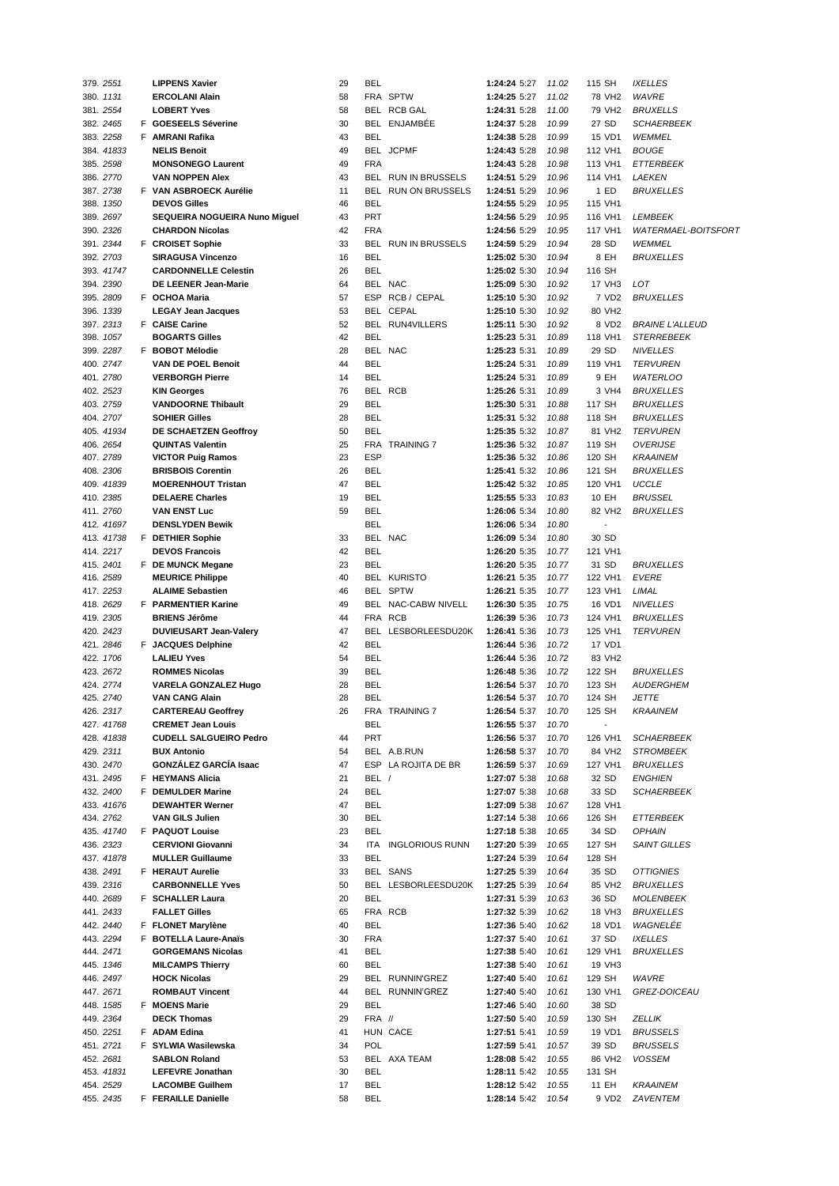| Pos. | Dos. | | Nom | Age | Nat | Club | Temps | Moy. | km/h | Cat. | Ville |
|---|---|---|---|---|---|---|---|---|---|---|---|
| 379. | 2551 | | **LIPPENS Xavier** | 29 | BEL | | **1:24:24** 5:27 | 11.02 | | 115 SH | IXELLES |
| 380. | 1131 | | **ERCOLANI Alain** | 58 | FRA | SPTW | **1:24:25** 5:27 | 11.02 | | 78 VH2 | WAVRE |
| 381. | 2554 | | **LOBERT Yves** | 58 | BEL | RCB GAL | **1:24:31** 5:28 | 11.00 | | 79 VH2 | BRUXELLS |
| 382. | 2465 | F | **GOESEELS Séverine** | 30 | BEL | ENJAMBÉE | **1:24:37** 5:28 | 10.99 | | 27 SD | SCHAERBEEK |
| 383. | 2258 | F | **AMRANI Rafika** | 43 | BEL | | **1:24:38** 5:28 | 10.99 | | 15 VD1 | WEMMEL |
| 384. | 41833 | | **NELIS Benoit** | 49 | BEL | JCPMF | **1:24:43** 5:28 | 10.98 | | 112 VH1 | BOUGE |
| 385. | 2598 | | **MONSONEGO Laurent** | 49 | FRA | | **1:24:43** 5:28 | 10.98 | | 113 VH1 | ETTERBEEK |
| 386. | 2770 | | **VAN NOPPEN Alex** | 43 | BEL | RUN IN BRUSSELS | **1:24:51** 5:29 | 10.96 | | 114 VH1 | LAEKEN |
| 387. | 2738 | F | **VAN ASBROECK Aurélie** | 11 | BEL | RUN ON BRUSSELS | **1:24:51** 5:29 | 10.96 | | 1 ED | BRUXELLES |
| 388. | 1350 | | **DEVOS Gilles** | 46 | BEL | | **1:24:55** 5:29 | 10.95 | | 115 VH1 | |
| 389. | 2697 | | **SEQUEIRA NOGUEIRA Nuno Miguel** | 43 | PRT | | **1:24:56** 5:29 | 10.95 | | 116 VH1 | LEMBEEK |
| 390. | 2326 | | **CHARDON Nicolas** | 42 | FRA | | **1:24:56** 5:29 | 10.95 | | 117 VH1 | WATERMAEL-BOITSFORT |
| 391. | 2344 | F | **CROISET Sophie** | 33 | BEL | RUN IN BRUSSELS | **1:24:59** 5:29 | 10.94 | | 28 SD | WEMMEL |
| 392. | 2703 | | **SIRAGUSA Vincenzo** | 16 | BEL | | **1:25:02** 5:30 | 10.94 | | 8 EH | BRUXELLES |
| 393. | 41747 | | **CARDONNELLE Celestin** | 26 | BEL | | **1:25:02** 5:30 | 10.94 | | 116 SH | |
| 394. | 2390 | | **DE LEENER Jean-Marie** | 64 | BEL | NAC | **1:25:09** 5:30 | 10.92 | | 17 VH3 | LOT |
| 395. | 2809 | F | **OCHOA Maria** | 57 | ESP | RCB / CEPAL | **1:25:10** 5:30 | 10.92 | | 7 VD2 | BRUXELLES |
| 396. | 1339 | | **LEGAY Jean Jacques** | 53 | BEL | CEPAL | **1:25:10** 5:30 | 10.92 | | 80 VH2 | |
| 397. | 2313 | F | **CAISE Carine** | 52 | BEL | RUN4VILLERS | **1:25:11** 5:30 | 10.92 | | 8 VD2 | BRAINE L'ALLEUD |
| 398. | 1057 | | **BOGARTS Gilles** | 42 | BEL | | **1:25:23** 5:31 | 10.89 | | 118 VH1 | STERREBEEK |
| 399. | 2287 | F | **BOBOT Mélodie** | 28 | BEL | NAC | **1:25:23** 5:31 | 10.89 | | 29 SD | NIVELLES |
| 400. | 2747 | | **VAN DE POEL Benoit** | 44 | BEL | | **1:25:24** 5:31 | 10.89 | | 119 VH1 | TERVUREN |
| 401. | 2780 | | **VERBORGH Pierre** | 14 | BEL | | **1:25:24** 5:31 | 10.89 | | 9 EH | WATERLOO |
| 402. | 2523 | | **KIN Georges** | 76 | BEL | RCB | **1:25:26** 5:31 | 10.89 | | 3 VH4 | BRUXELLES |
| 403. | 2759 | | **VANDOORNE Thibault** | 29 | BEL | | **1:25:30** 5:31 | 10.88 | | 117 SH | BRUXELLES |
| 404. | 2707 | | **SOHIER Gilles** | 28 | BEL | | **1:25:31** 5:32 | 10.88 | | 118 SH | BRUXELLES |
| 405. | 41934 | | **DE SCHAETZEN Geoffroy** | 50 | BEL | | **1:25:35** 5:32 | 10.87 | | 81 VH2 | TERVUREN |
| 406. | 2654 | | **QUINTAS Valentin** | 25 | FRA | TRAINING 7 | **1:25:36** 5:32 | 10.87 | | 119 SH | OVERIJSE |
| 407. | 2789 | | **VICTOR Puig Ramos** | 23 | ESP | | **1:25:36** 5:32 | 10.86 | | 120 SH | KRAAINEM |
| 408. | 2306 | | **BRISBOIS Corentin** | 26 | BEL | | **1:25:41** 5:32 | 10.86 | | 121 SH | BRUXELLES |
| 409. | 41839 | | **MOERENHOUT Tristan** | 47 | BEL | | **1:25:42** 5:32 | 10.85 | | 120 VH1 | UCCLE |
| 410. | 2385 | | **DELAERE Charles** | 19 | BEL | | **1:25:55** 5:33 | 10.83 | | 10 EH | BRUSSEL |
| 411. | 2760 | | **VAN ENST Luc** | 59 | BEL | | **1:26:06** 5:34 | 10.80 | | 82 VH2 | BRUXELLES |
| 412. | 41697 | | **DENSLYDEN Bewik** | | BEL | | **1:26:06** 5:34 | 10.80 | | - | |
| 413. | 41738 | F | **DETHIER Sophie** | 33 | BEL | NAC | **1:26:09** 5:34 | 10.80 | | 30 SD | |
| 414. | 2217 | | **DEVOS Francois** | 42 | BEL | | **1:26:20** 5:35 | 10.77 | | 121 VH1 | |
| 415. | 2401 | F | **DE MUNCK Megane** | 23 | BEL | | **1:26:20** 5:35 | 10.77 | | 31 SD | BRUXELLES |
| 416. | 2589 | | **MEURICE Philippe** | 40 | BEL | KURISTO | **1:26:21** 5:35 | 10.77 | | 122 VH1 | EVERE |
| 417. | 2253 | | **ALAIME Sebastien** | 46 | BEL | SPTW | **1:26:21** 5:35 | 10.77 | | 123 VH1 | LIMAL |
| 418. | 2629 | F | **PARMENTIER Karine** | 49 | BEL | NAC-CABW NIVELL | **1:26:30** 5:35 | 10.75 | | 16 VD1 | NIVELLES |
| 419. | 2305 | | **BRIENS Jérôme** | 44 | FRA | RCB | **1:26:39** 5:36 | 10.73 | | 124 VH1 | BRUXELLES |
| 420. | 2423 | | **DUVIEUSART Jean-Valery** | 47 | BEL | LESBORLEESDU20K | **1:26:41** 5:36 | 10.73 | | 125 VH1 | TERVUREN |
| 421. | 2846 | F | **JACQUES Delphine** | 42 | BEL | | **1:26:44** 5:36 | 10.72 | | 17 VD1 | |
| 422. | 1706 | | **LALIEU Yves** | 54 | BEL | | **1:26:44** 5:36 | 10.72 | | 83 VH2 | |
| 423. | 2672 | | **ROMMES Nicolas** | 39 | BEL | | **1:26:48** 5:36 | 10.72 | | 122 SH | BRUXELLES |
| 424. | 2774 | | **VARELA GONZALEZ Hugo** | 28 | BEL | | **1:26:54** 5:37 | 10.70 | | 123 SH | AUDERGHEM |
| 425. | 2740 | | **VAN CANG Alain** | 28 | BEL | | **1:26:54** 5:37 | 10.70 | | 124 SH | JETTE |
| 426. | 2317 | | **CARTEREAU Geoffrey** | 26 | FRA | TRAINING 7 | **1:26:54** 5:37 | 10.70 | | 125 SH | KRAAINEM |
| 427. | 41768 | | **CREMET Jean Louis** | | BEL | | **1:26:55** 5:37 | 10.70 | | - | |
| 428. | 41838 | | **CUDELL SALGUEIRO Pedro** | 44 | PRT | | **1:26:56** 5:37 | 10.70 | | 126 VH1 | SCHAERBEEK |
| 429. | 2311 | | **BUX Antonio** | 54 | BEL | A.B.RUN | **1:26:58** 5:37 | 10.70 | | 84 VH2 | STROMBEEK |
| 430. | 2470 | | **GONZÁLEZ GARCÍA Isaac** | 47 | ESP | LA ROJITA DE BR | **1:26:59** 5:37 | 10.69 | | 127 VH1 | BRUXELLES |
| 431. | 2495 | F | **HEYMANS Alicia** | 21 | BEL | / | **1:27:07** 5:38 | 10.68 | | 32 SD | ENGHIEN |
| 432. | 2400 | F | **DEMULDER Marine** | 24 | BEL | | **1:27:07** 5:38 | 10.68 | | 33 SD | SCHAERBEEK |
| 433. | 41676 | | **DEWAHTER Werner** | 47 | BEL | | **1:27:09** 5:38 | 10.67 | | 128 VH1 | |
| 434. | 2762 | | **VAN GILS Julien** | 30 | BEL | | **1:27:14** 5:38 | 10.66 | | 126 SH | ETTERBEEK |
| 435. | 41740 | F | **PAQUOT Louise** | 23 | BEL | | **1:27:18** 5:38 | 10.65 | | 34 SD | OPHAIN |
| 436. | 2323 | | **CERVIONI Giovanni** | 34 | ITA | INGLORIOUS RUNN | **1:27:20** 5:39 | 10.65 | | 127 SH | SAINT GILLES |
| 437. | 41878 | | **MULLER Guillaume** | 33 | BEL | | **1:27:24** 5:39 | 10.64 | | 128 SH | |
| 438. | 2491 | F | **HERAUT Aurelie** | 33 | BEL | SANS | **1:27:25** 5:39 | 10.64 | | 35 SD | OTTIGNIES |
| 439. | 2316 | | **CARBONNELLE Yves** | 50 | BEL | LESBORLEESDU20K | **1:27:25** 5:39 | 10.64 | | 85 VH2 | BRUXELLES |
| 440. | 2689 | F | **SCHALLER Laura** | 20 | BEL | | **1:27:31** 5:39 | 10.63 | | 36 SD | MOLENBEEK |
| 441. | 2433 | | **FALLET Gilles** | 65 | FRA | RCB | **1:27:32** 5:39 | 10.62 | | 18 VH3 | BRUXELLES |
| 442. | 2440 | F | **FLONET Marylène** | 40 | BEL | | **1:27:36** 5:40 | 10.62 | | 18 VD1 | WAGNELÉE |
| 443. | 2294 | F | **BOTELLA Laure-Anaïs** | 30 | FRA | | **1:27:37** 5:40 | 10.61 | | 37 SD | IXELLES |
| 444. | 2471 | | **GORGEMANS Nicolas** | 41 | BEL | | **1:27:38** 5:40 | 10.61 | | 129 VH1 | BRUXELLES |
| 445. | 1346 | | **MILCAMPS Thierry** | 60 | BEL | | **1:27:38** 5:40 | 10.61 | | 19 VH3 | |
| 446. | 2497 | | **HOCK Nicolas** | 29 | BEL | RUNNIN'GREZ | **1:27:40** 5:40 | 10.61 | | 129 SH | WAVRE |
| 447. | 2671 | | **ROMBAUT Vincent** | 44 | BEL | RUNNIN'GREZ | **1:27:40** 5:40 | 10.61 | | 130 VH1 | GREZ-DOICEAU |
| 448. | 1585 | F | **MOENS Marie** | 29 | BEL | | **1:27:46** 5:40 | 10.60 | | 38 SD | |
| 449. | 2364 | | **DECK Thomas** | 29 | FRA | // | **1:27:50** 5:40 | 10.59 | | 130 SH | ZELLIK |
| 450. | 2251 | F | **ADAM Edina** | 41 | HUN | CACE | **1:27:51** 5:41 | 10.59 | | 19 VD1 | BRUSSELS |
| 451. | 2721 | F | **SYLWIA Wasilewska** | 34 | POL | | **1:27:59** 5:41 | 10.57 | | 39 SD | BRUSSELS |
| 452. | 2681 | | **SABLON Roland** | 53 | BEL | AXA TEAM | **1:28:08** 5:42 | 10.55 | | 86 VH2 | VOSSEM |
| 453. | 41831 | | **LEFEVRE Jonathan** | 30 | BEL | | **1:28:11** 5:42 | 10.55 | | 131 SH | |
| 454. | 2529 | | **LACOMBE Guilhem** | 17 | BEL | | **1:28:12** 5:42 | 10.55 | | 11 EH | KRAAINEM |
| 455. | 2435 | F | **FERAILLE Danielle** | 58 | BEL | | **1:28:14** 5:42 | 10.54 | | 9 VD2 | ZAVENTEM |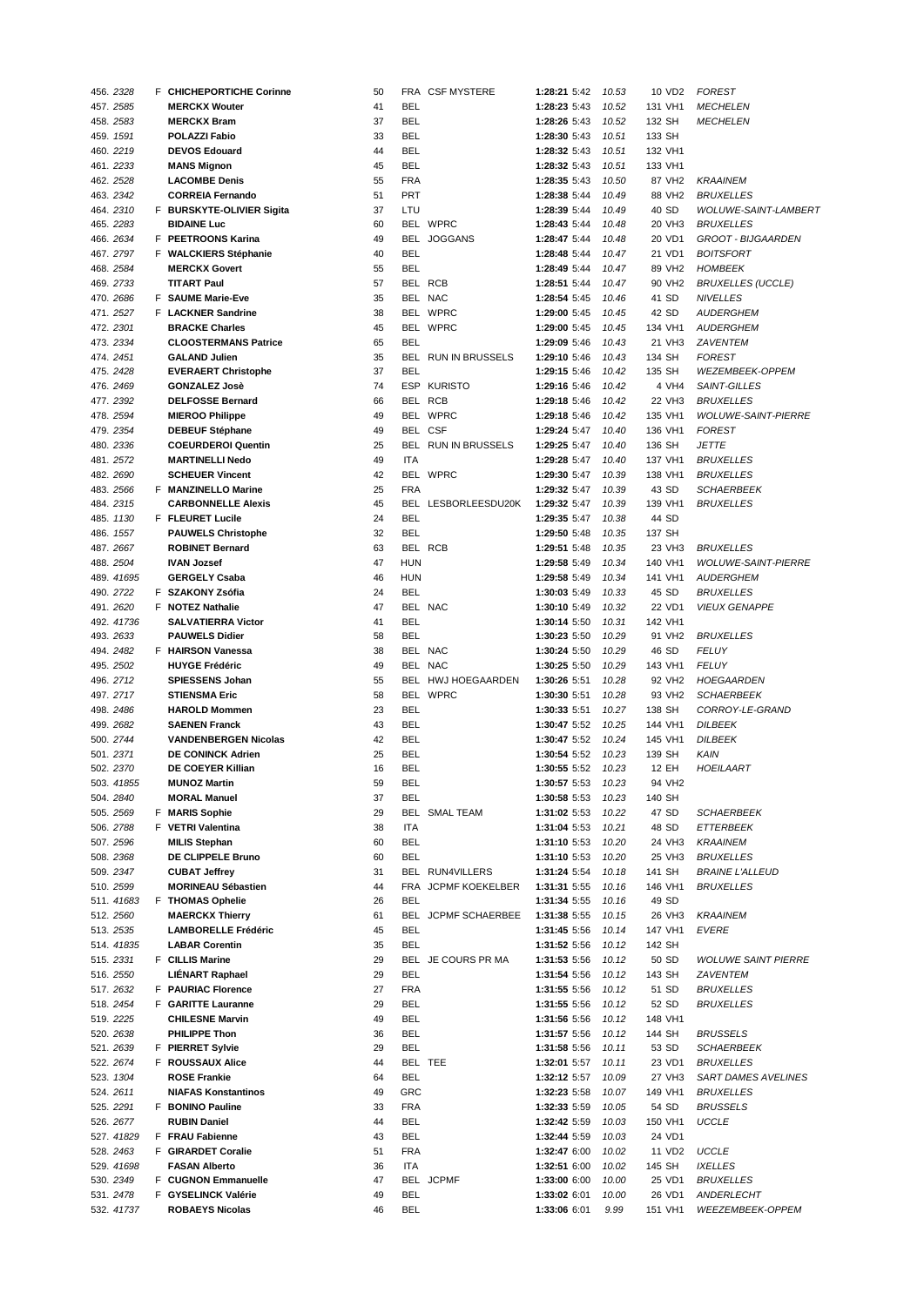| Pos. | Dos. | Sexe | Nom | Age | Nat. | Club | Temps | Moy. | Vit. | Cat. | Ville |
|---|---|---|---|---|---|---|---|---|---|---|---|
| 456. | 2328 | F | **CHICHEPORTICHE Corinne** | 50 | FRA | CSF MYSTERE | **1:28:21** | 5:42 | 10.53 | 10 VD2 | FOREST |
| 457. | 2585 | | **MERCKX Wouter** | 41 | BEL | | **1:28:23** | 5:43 | 10.52 | 131 VH1 | MECHELEN |
| 458. | 2583 | | **MERCKX Bram** | 37 | BEL | | **1:28:26** | 5:43 | 10.52 | 132 SH | MECHELEN |
| 459. | 1591 | | **POLAZZI Fabio** | 33 | BEL | | **1:28:30** | 5:43 | 10.51 | 133 SH | |
| 460. | 2219 | | **DEVOS Edouard** | 44 | BEL | | **1:28:32** | 5:43 | 10.51 | 132 VH1 | |
| 461. | 2233 | | **MANS Mignon** | 45 | BEL | | **1:28:32** | 5:43 | 10.51 | 133 VH1 | |
| 462. | 2528 | | **LACOMBE Denis** | 55 | FRA | | **1:28:35** | 5:43 | 10.50 | 87 VH2 | KRAAINEM |
| 463. | 2342 | | **CORREIA Fernando** | 51 | PRT | | **1:28:38** | 5:44 | 10.49 | 88 VH2 | BRUXELLES |
| 464. | 2310 | F | **BURSKYTE-OLIVIER Sigita** | 37 | LTU | | **1:28:39** | 5:44 | 10.49 | 40 SD | WOLUWE-SAINT-LAMBERT |
| 465. | 2283 | | **BIDAINE Luc** | 60 | BEL | WPRC | **1:28:43** | 5:44 | 10.48 | 20 VH3 | BRUXELLES |
| 466. | 2634 | F | **PEETROONS Karina** | 49 | BEL | JOGGANS | **1:28:47** | 5:44 | 10.48 | 20 VD1 | GROOT - BIJGAARDEN |
| 467. | 2797 | F | **WALCKIERS Stéphanie** | 40 | BEL | | **1:28:48** | 5:44 | 10.47 | 21 VD1 | BOITSFORT |
| 468. | 2584 | | **MERCKX Govert** | 55 | BEL | | **1:28:49** | 5:44 | 10.47 | 89 VH2 | HOMBEEK |
| 469. | 2733 | | **TITART Paul** | 57 | BEL | RCB | **1:28:51** | 5:44 | 10.47 | 90 VH2 | BRUXELLES (UCCLE) |
| 470. | 2686 | F | **SAUME Marie-Eve** | 35 | BEL | NAC | **1:28:54** | 5:45 | 10.46 | 41 SD | NIVELLES |
| 471. | 2527 | F | **LACKNER Sandrine** | 38 | BEL | WPRC | **1:29:00** | 5:45 | 10.45 | 42 SD | AUDERGHEM |
| 472. | 2301 | | **BRACKE Charles** | 45 | BEL | WPRC | **1:29:00** | 5:45 | 10.45 | 134 VH1 | AUDERGHEM |
| 473. | 2334 | | **CLOOSTERMANS Patrice** | 65 | BEL | | **1:29:09** | 5:46 | 10.43 | 21 VH3 | ZAVENTEM |
| 474. | 2451 | | **GALAND Julien** | 35 | BEL | RUN IN BRUSSELS | **1:29:10** | 5:46 | 10.43 | 134 SH | FOREST |
| 475. | 2428 | | **EVERAERT Christophe** | 37 | BEL | | **1:29:15** | 5:46 | 10.42 | 135 SH | WEZEMBEEK-OPPEM |
| 476. | 2469 | | **GONZALEZ Josè** | 74 | ESP | KURISTO | **1:29:16** | 5:46 | 10.42 | 4 VH4 | SAINT-GILLES |
| 477. | 2392 | | **DELFOSSE Bernard** | 66 | BEL | RCB | **1:29:18** | 5:46 | 10.42 | 22 VH3 | BRUXELLES |
| 478. | 2594 | | **MIEROO Philippe** | 49 | BEL | WPRC | **1:29:18** | 5:46 | 10.42 | 135 VH1 | WOLUWE-SAINT-PIERRE |
| 479. | 2354 | | **DEBEUF Stéphane** | 49 | BEL | CSF | **1:29:24** | 5:47 | 10.40 | 136 VH1 | FOREST |
| 480. | 2336 | | **COEURDEROI Quentin** | 25 | BEL | RUN IN BRUSSELS | **1:29:25** | 5:47 | 10.40 | 136 SH | JETTE |
| 481. | 2572 | | **MARTINELLI Nedo** | 49 | ITA | | **1:29:28** | 5:47 | 10.40 | 137 VH1 | BRUXELLES |
| 482. | 2690 | | **SCHEUER Vincent** | 42 | BEL | WPRC | **1:29:30** | 5:47 | 10.39 | 138 VH1 | BRUXELLES |
| 483. | 2566 | F | **MANZINELLO Marine** | 25 | FRA | | **1:29:32** | 5:47 | 10.39 | 43 SD | SCHAERBEEK |
| 484. | 2315 | | **CARBONNELLE Alexis** | 45 | BEL | LESBORLEESDU20K | **1:29:32** | 5:47 | 10.39 | 139 VH1 | BRUXELLES |
| 485. | 1130 | F | **FLEURET Lucile** | 24 | BEL | | **1:29:35** | 5:47 | 10.38 | 44 SD | |
| 486. | 1557 | | **PAUWELS Christophe** | 32 | BEL | | **1:29:50** | 5:48 | 10.35 | 137 SH | |
| 487. | 2667 | | **ROBINET Bernard** | 63 | BEL | RCB | **1:29:51** | 5:48 | 10.35 | 23 VH3 | BRUXELLES |
| 488. | 2504 | | **IVAN Jozsef** | 47 | HUN | | **1:29:58** | 5:49 | 10.34 | 140 VH1 | WOLUWE-SAINT-PIERRE |
| 489. | 41695 | | **GERGELY Csaba** | 46 | HUN | | **1:29:58** | 5:49 | 10.34 | 141 VH1 | AUDERGHEM |
| 490. | 2722 | F | **SZAKONY Zsófia** | 24 | BEL | | **1:30:03** | 5:49 | 10.33 | 45 SD | BRUXELLES |
| 491. | 2620 | F | **NOTEZ Nathalie** | 47 | BEL | NAC | **1:30:10** | 5:49 | 10.32 | 22 VD1 | VIEUX GENAPPE |
| 492. | 41736 | | **SALVATIERRA Victor** | 41 | BEL | | **1:30:14** | 5:50 | 10.31 | 142 VH1 | |
| 493. | 2633 | | **PAUWELS Didier** | 58 | BEL | | **1:30:23** | 5:50 | 10.29 | 91 VH2 | BRUXELLES |
| 494. | 2482 | F | **HAIRSON Vanessa** | 38 | BEL | NAC | **1:30:24** | 5:50 | 10.29 | 46 SD | FELUY |
| 495. | 2502 | | **HUYGE Frédéric** | 49 | BEL | NAC | **1:30:25** | 5:50 | 10.29 | 143 VH1 | FELUY |
| 496. | 2712 | | **SPIESSENS Johan** | 55 | BEL | HWJ HOEGAARDEN | **1:30:26** | 5:51 | 10.28 | 92 VH2 | HOEGAARDEN |
| 497. | 2717 | | **STIENSMA Eric** | 58 | BEL | WPRC | **1:30:30** | 5:51 | 10.28 | 93 VH2 | SCHAERBEEK |
| 498. | 2486 | | **HAROLD Mommen** | 23 | BEL | | **1:30:33** | 5:51 | 10.27 | 138 SH | CORROY-LE-GRAND |
| 499. | 2682 | | **SAENEN Franck** | 43 | BEL | | **1:30:47** | 5:52 | 10.25 | 144 VH1 | DILBEEK |
| 500. | 2744 | | **VANDENBERGEN Nicolas** | 42 | BEL | | **1:30:47** | 5:52 | 10.24 | 145 VH1 | DILBEEK |
| 501. | 2371 | | **DE CONINCK Adrien** | 25 | BEL | | **1:30:54** | 5:52 | 10.23 | 139 SH | KAIN |
| 502. | 2370 | | **DE COEYER Killian** | 16 | BEL | | **1:30:55** | 5:52 | 10.23 | 12 EH | HOEILAART |
| 503. | 41855 | | **MUNOZ Martin** | 59 | BEL | | **1:30:57** | 5:53 | 10.23 | 94 VH2 | |
| 504. | 2840 | | **MORAL Manuel** | 37 | BEL | | **1:30:58** | 5:53 | 10.23 | 140 SH | |
| 505. | 2569 | F | **MARIS Sophie** | 29 | BEL | SMAL TEAM | **1:31:02** | 5:53 | 10.22 | 47 SD | SCHAERBEEK |
| 506. | 2788 | F | **VETRI Valentina** | 38 | ITA | | **1:31:04** | 5:53 | 10.21 | 48 SD | ETTERBEEK |
| 507. | 2596 | | **MILIS Stephan** | 60 | BEL | | **1:31:10** | 5:53 | 10.20 | 24 VH3 | KRAAINEM |
| 508. | 2368 | | **DE CLIPPELE Bruno** | 60 | BEL | | **1:31:10** | 5:53 | 10.20 | 25 VH3 | BRUXELLES |
| 509. | 2347 | | **CUBAT Jeffrey** | 31 | BEL | RUN4VILLERS | **1:31:24** | 5:54 | 10.18 | 141 SH | BRAINE L'ALLEUD |
| 510. | 2599 | | **MORINEAU Sébastien** | 44 | FRA | JCPMF KOEKELBER | **1:31:31** | 5:55 | 10.16 | 146 VH1 | BRUXELLES |
| 511. | 41683 | F | **THOMAS Ophelie** | 26 | BEL | | **1:31:34** | 5:55 | 10.16 | 49 SD | |
| 512. | 2560 | | **MAERCKX Thierry** | 61 | BEL | JCPMF SCHAERBEE | **1:31:38** | 5:55 | 10.15 | 26 VH3 | KRAAINEM |
| 513. | 2535 | | **LAMBORELLE Frédéric** | 45 | BEL | | **1:31:45** | 5:56 | 10.14 | 147 VH1 | EVERE |
| 514. | 41835 | | **LABAR Corentin** | 35 | BEL | | **1:31:52** | 5:56 | 10.12 | 142 SH | |
| 515. | 2331 | F | **CILLIS Marine** | 29 | BEL | JE COURS PR MA | **1:31:53** | 5:56 | 10.12 | 50 SD | WOLUWE SAINT PIERRE |
| 516. | 2550 | | **LIÉNART Raphael** | 29 | BEL | | **1:31:54** | 5:56 | 10.12 | 143 SH | ZAVENTEM |
| 517. | 2632 | F | **PAURIAC Florence** | 27 | FRA | | **1:31:55** | 5:56 | 10.12 | 51 SD | BRUXELLES |
| 518. | 2454 | F | **GARITTE Lauranne** | 29 | BEL | | **1:31:55** | 5:56 | 10.12 | 52 SD | BRUXELLES |
| 519. | 2225 | | **CHILESNE Marvin** | 49 | BEL | | **1:31:56** | 5:56 | 10.12 | 148 VH1 | |
| 520. | 2638 | | **PHILIPPE Thon** | 36 | BEL | | **1:31:57** | 5:56 | 10.12 | 144 SH | BRUSSELS |
| 521. | 2639 | F | **PIERRET Sylvie** | 29 | BEL | | **1:31:58** | 5:56 | 10.11 | 53 SD | SCHAERBEEK |
| 522. | 2674 | F | **ROUSSAUX Alice** | 44 | BEL | TEE | **1:32:01** | 5:57 | 10.11 | 23 VD1 | BRUXELLES |
| 523. | 1304 | | **ROSE Frankie** | 64 | BEL | | **1:32:12** | 5:57 | 10.09 | 27 VH3 | SART DAMES AVELINES |
| 524. | 2611 | | **NIAFAS Konstantinos** | 49 | GRC | | **1:32:23** | 5:58 | 10.07 | 149 VH1 | BRUXELLES |
| 525. | 2291 | F | **BONINO Pauline** | 33 | FRA | | **1:32:33** | 5:59 | 10.05 | 54 SD | BRUSSELS |
| 526. | 2677 | | **RUBIN Daniel** | 44 | BEL | | **1:32:42** | 5:59 | 10.03 | 150 VH1 | UCCLE |
| 527. | 41829 | F | **FRAU Fabienne** | 43 | BEL | | **1:32:44** | 5:59 | 10.03 | 24 VD1 | |
| 528. | 2463 | F | **GIRARDET Coralie** | 51 | FRA | | **1:32:47** | 6:00 | 10.02 | 11 VD2 | UCCLE |
| 529. | 41698 | | **FASAN Alberto** | 36 | ITA | | **1:32:51** | 6:00 | 10.02 | 145 SH | IXELLES |
| 530. | 2349 | F | **CUGNON Emmanuelle** | 47 | BEL | JCPMF | **1:33:00** | 6:00 | 10.00 | 25 VD1 | BRUXELLES |
| 531. | 2478 | F | **GYSELINCK Valérie** | 49 | BEL | | **1:33:02** | 6:01 | 10.00 | 26 VD1 | ANDERLECHT |
| 532. | 41737 | | **ROBAEYS Nicolas** | 46 | BEL | | **1:33:06** | 6:01 | 9.99 | 151 VH1 | WEEZEMBEEK-OPPEM |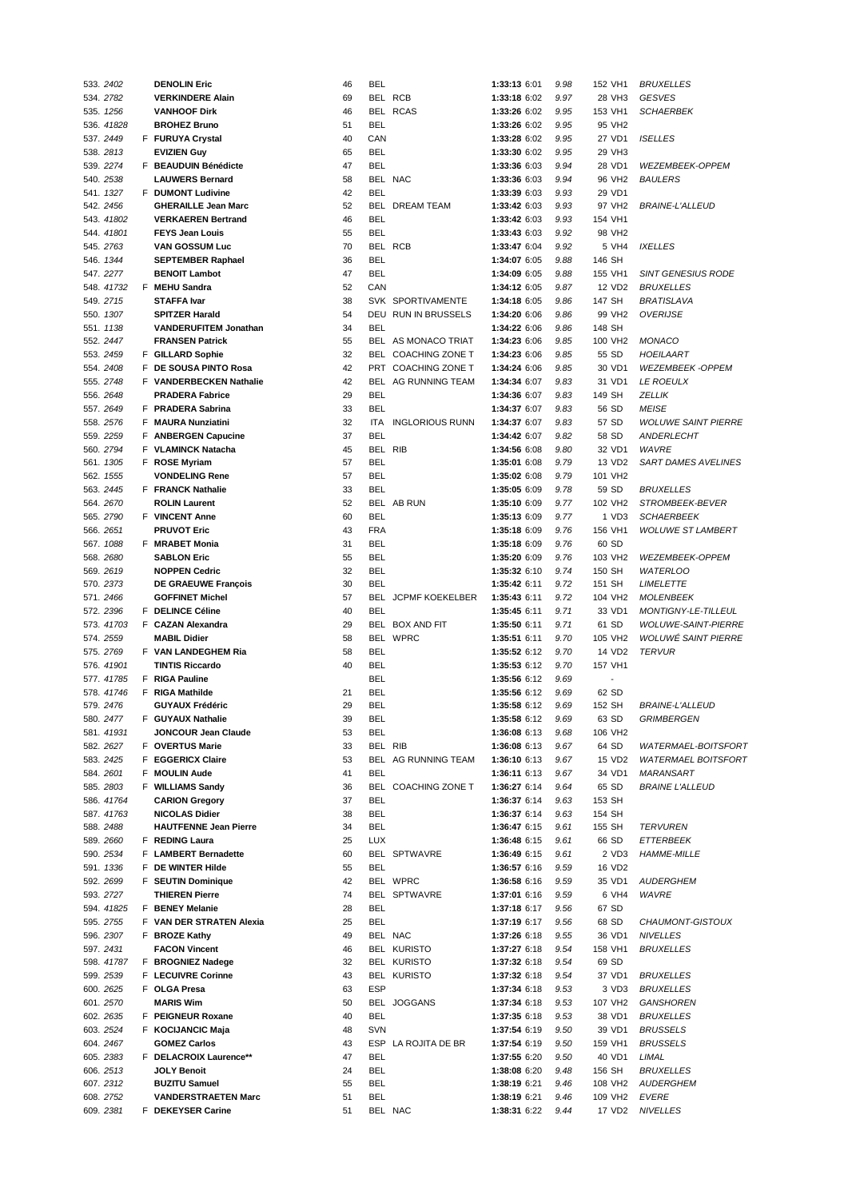| | | | | | | | | | | | |
|---|---|---|---|---|---|---|---|---|---|---|---|
| 533. | 2402 | | DENOLIN Eric | 46 | BEL | | 1:33:13 | 6:01 | 9.98 | 152 VH1 | BRUXELLES |
| 534. | 2782 | | VERKINDERE Alain | 69 | BEL | RCB | 1:33:18 | 6:02 | 9.97 | 28 VH3 | GESVES |
| 535. | 1256 | | VANHOOF Dirk | 46 | BEL | RCAS | 1:33:26 | 6:02 | 9.95 | 153 VH1 | SCHAERBEK |
| 536. | 41828 | | BROHEZ Bruno | 51 | BEL | | 1:33:26 | 6:02 | 9.95 | 95 VH2 | |
| 537. | 2449 | F | FURUYA Crystal | 40 | CAN | | 1:33:28 | 6:02 | 9.95 | 27 VD1 | ISELLES |
| 538. | 2813 | | EVIZIEN Guy | 65 | BEL | | 1:33:30 | 6:02 | 9.95 | 29 VH3 | |
| 539. | 2274 | F | BEAUDUIN Bénédicte | 47 | BEL | | 1:33:36 | 6:03 | 9.94 | 28 VD1 | WEZEMBEEK-OPPEM |
| 540. | 2538 | | LAUWERS Bernard | 58 | BEL | NAC | 1:33:36 | 6:03 | 9.94 | 96 VH2 | BAULERS |
| 541. | 1327 | F | DUMONT Ludivine | 42 | BEL | | 1:33:39 | 6:03 | 9.93 | 29 VD1 | |
| 542. | 2456 | | GHERAILLE Jean Marc | 52 | BEL | DREAM TEAM | 1:33:42 | 6:03 | 9.93 | 97 VH2 | BRAINE-L'ALLEUD |
| 543. | 41802 | | VERKAEREN Bertrand | 46 | BEL | | 1:33:42 | 6:03 | 9.93 | 154 VH1 | |
| 544. | 41801 | | FEYS Jean Louis | 55 | BEL | | 1:33:43 | 6:03 | 9.92 | 98 VH2 | |
| 545. | 2763 | | VAN GOSSUM Luc | 70 | BEL | RCB | 1:33:47 | 6:04 | 9.92 | 5 VH4 | IXELLES |
| 546. | 1344 | | SEPTEMBER Raphael | 36 | BEL | | 1:34:07 | 6:05 | 9.88 | 146 SH | |
| 547. | 2277 | | BENOIT Lambot | 47 | BEL | | 1:34:09 | 6:05 | 9.88 | 155 VH1 | SINT GENESIUS RODE |
| 548. | 41732 | F | MEHU Sandra | 52 | CAN | | 1:34:12 | 6:05 | 9.87 | 12 VD2 | BRUXELLES |
| 549. | 2715 | | STAFFA Ivar | 38 | SVK | SPORTIVAMENTE | 1:34:18 | 6:05 | 9.86 | 147 SH | BRATISLAVA |
| 550. | 1307 | | SPITZER Harald | 54 | DEU | RUN IN BRUSSELS | 1:34:20 | 6:06 | 9.86 | 99 VH2 | OVERIJSE |
| 551. | 1138 | | VANDERUFITEM Jonathan | 34 | BEL | | 1:34:22 | 6:06 | 9.86 | 148 SH | |
| 552. | 2447 | | FRANSEN Patrick | 55 | BEL | AS MONACO TRIAT | 1:34:23 | 6:06 | 9.85 | 100 VH2 | MONACO |
| 553. | 2459 | F | GILLARD Sophie | 32 | BEL | COACHING ZONE T | 1:34:23 | 6:06 | 9.85 | 55 SD | HOEILAART |
| 554. | 2408 | F | DE SOUSA PINTO Rosa | 42 | PRT | COACHING ZONE T | 1:34:24 | 6:06 | 9.85 | 30 VD1 | WEZEMBEEK -OPPEM |
| 555. | 2748 | F | VANDERBECKEN Nathalie | 42 | BEL | AG RUNNING TEAM | 1:34:34 | 6:07 | 9.83 | 31 VD1 | LE ROEULX |
| 556. | 2648 | | PRADERA Fabrice | 29 | BEL | | 1:34:36 | 6:07 | 9.83 | 149 SH | ZELLIK |
| 557. | 2649 | F | PRADERA Sabrina | 33 | BEL | | 1:34:37 | 6:07 | 9.83 | 56 SD | MEISE |
| 558. | 2576 | F | MAURA Nunziatini | 32 | ITA | INGLORIOUS RUNN | 1:34:37 | 6:07 | 9.83 | 57 SD | WOLUWE SAINT PIERRE |
| 559. | 2259 | F | ANBERGEN Capucine | 37 | BEL | | 1:34:42 | 6:07 | 9.82 | 58 SD | ANDERLECHT |
| 560. | 2794 | F | VLAMINCK Natacha | 45 | BEL | RIB | 1:34:56 | 6:08 | 9.80 | 32 VD1 | WAVRE |
| 561. | 1305 | F | ROSE Myriam | 57 | BEL | | 1:35:01 | 6:08 | 9.79 | 13 VD2 | SART DAMES AVELINES |
| 562. | 1555 | | VONDELING Rene | 57 | BEL | | 1:35:02 | 6:08 | 9.79 | 101 VH2 | |
| 563. | 2445 | F | FRANCK Nathalie | 33 | BEL | | 1:35:05 | 6:09 | 9.78 | 59 SD | BRUXELLES |
| 564. | 2670 | | ROLIN Laurent | 52 | BEL | AB RUN | 1:35:10 | 6:09 | 9.77 | 102 VH2 | STROMBEEK-BEVER |
| 565. | 2790 | F | VINCENT Anne | 60 | BEL | | 1:35:13 | 6:09 | 9.77 | 1 VD3 | SCHAERBEEK |
| 566. | 2651 | | PRUVOT Eric | 43 | FRA | | 1:35:18 | 6:09 | 9.76 | 156 VH1 | WOLUWE ST LAMBERT |
| 567. | 1088 | F | MRABET Monia | 31 | BEL | | 1:35:18 | 6:09 | 9.76 | 60 SD | |
| 568. | 2680 | | SABLON Eric | 55 | BEL | | 1:35:20 | 6:09 | 9.76 | 103 VH2 | WEZEMBEEK-OPPEM |
| 569. | 2619 | | NOPPEN Cedric | 32 | BEL | | 1:35:32 | 6:10 | 9.74 | 150 SH | WATERLOO |
| 570. | 2373 | | DE GRAEUWE François | 30 | BEL | | 1:35:42 | 6:11 | 9.72 | 151 SH | LIMELETTE |
| 571. | 2466 | | GOFFINET Michel | 57 | BEL | JCPMF KOEKELBER | 1:35:43 | 6:11 | 9.72 | 104 VH2 | MOLENBEEK |
| 572. | 2396 | F | DELINCE Céline | 40 | BEL | | 1:35:45 | 6:11 | 9.71 | 33 VD1 | MONTIGNY-LE-TILLEUL |
| 573. | 41703 | F | CAZAN Alexandra | 29 | BEL | BOX AND FIT | 1:35:50 | 6:11 | 9.71 | 61 SD | WOLUWE-SAINT-PIERRE |
| 574. | 2559 | | MABIL Didier | 58 | BEL | WPRC | 1:35:51 | 6:11 | 9.70 | 105 VH2 | WOLUWÉ SAINT PIERRE |
| 575. | 2769 | F | VAN LANDEGHEM Ria | 58 | BEL | | 1:35:52 | 6:12 | 9.70 | 14 VD2 | TERVUR |
| 576. | 41901 | | TINTIS Riccardo | 40 | BEL | | 1:35:53 | 6:12 | 9.70 | 157 VH1 | |
| 577. | 41785 | F | RIGA Pauline | | BEL | | 1:35:56 | 6:12 | 9.69 | - | |
| 578. | 41746 | F | RIGA Mathilde | 21 | BEL | | 1:35:56 | 6:12 | 9.69 | 62 SD | |
| 579. | 2476 | | GUYAUX Frédéric | 29 | BEL | | 1:35:58 | 6:12 | 9.69 | 152 SH | BRAINE-L'ALLEUD |
| 580. | 2477 | F | GUYAUX Nathalie | 39 | BEL | | 1:35:58 | 6:12 | 9.69 | 63 SD | GRIMBERGEN |
| 581. | 41931 | | JONCOUR Jean Claude | 53 | BEL | | 1:36:08 | 6:13 | 9.68 | 106 VH2 | |
| 582. | 2627 | F | OVERTUS Marie | 33 | BEL | RIB | 1:36:08 | 6:13 | 9.67 | 64 SD | WATERMAEL-BOITSFORT |
| 583. | 2425 | F | EGGERICX Claire | 53 | BEL | AG RUNNING TEAM | 1:36:10 | 6:13 | 9.67 | 15 VD2 | WATERMAEL BOITSFORT |
| 584. | 2601 | F | MOULIN Aude | 41 | BEL | | 1:36:11 | 6:13 | 9.67 | 34 VD1 | MARANSART |
| 585. | 2803 | F | WILLIAMS Sandy | 36 | BEL | COACHING ZONE T | 1:36:27 | 6:14 | 9.64 | 65 SD | BRAINE L'ALLEUD |
| 586. | 41764 | | CARION Gregory | 37 | BEL | | 1:36:37 | 6:14 | 9.63 | 153 SH | |
| 587. | 41763 | | NICOLAS Didier | 38 | BEL | | 1:36:37 | 6:14 | 9.63 | 154 SH | |
| 588. | 2488 | | HAUTFENNE Jean Pierre | 34 | BEL | | 1:36:47 | 6:15 | 9.61 | 155 SH | TERVUREN |
| 589. | 2660 | F | REDING Laura | 25 | LUX | | 1:36:48 | 6:15 | 9.61 | 66 SD | ETTERBEEK |
| 590. | 2534 | F | LAMBERT Bernadette | 60 | BEL | SPTWAVRE | 1:36:49 | 6:15 | 9.61 | 2 VD3 | HAMME-MILLE |
| 591. | 1336 | F | DE WINTER Hilde | 55 | BEL | | 1:36:57 | 6:16 | 9.59 | 16 VD2 | |
| 592. | 2699 | F | SEUTIN Dominique | 42 | BEL | WPRC | 1:36:58 | 6:16 | 9.59 | 35 VD1 | AUDERGHEM |
| 593. | 2727 | | THIEREN Pierre | 74 | BEL | SPTWAVRE | 1:37:01 | 6:16 | 9.59 | 6 VH4 | WAVRE |
| 594. | 41825 | F | BENEY Melanie | 28 | BEL | | 1:37:18 | 6:17 | 9.56 | 67 SD | |
| 595. | 2755 | F | VAN DER STRATEN Alexia | 25 | BEL | | 1:37:19 | 6:17 | 9.56 | 68 SD | CHAUMONT-GISTOUX |
| 596. | 2307 | F | BROZE Kathy | 49 | BEL | NAC | 1:37:26 | 6:18 | 9.55 | 36 VD1 | NIVELLES |
| 597. | 2431 | | FACON Vincent | 46 | BEL | KURISTO | 1:37:27 | 6:18 | 9.54 | 158 VH1 | BRUXELLES |
| 598. | 41787 | F | BROGNIEZ Nadege | 32 | BEL | KURISTO | 1:37:32 | 6:18 | 9.54 | 69 SD | |
| 599. | 2539 | F | LECUIVRE Corinne | 43 | BEL | KURISTO | 1:37:32 | 6:18 | 9.54 | 37 VD1 | BRUXELLES |
| 600. | 2625 | F | OLGA Presa | 63 | ESP | | 1:37:34 | 6:18 | 9.53 | 3 VD3 | BRUXELLES |
| 601. | 2570 | | MARIS Wim | 50 | BEL | JOGGANS | 1:37:34 | 6:18 | 9.53 | 107 VH2 | GANSHOREN |
| 602. | 2635 | F | PEIGNEUR Roxane | 40 | BEL | | 1:37:35 | 6:18 | 9.53 | 38 VD1 | BRUXELLES |
| 603. | 2524 | F | KOCIJANCIC Maja | 48 | SVN | | 1:37:54 | 6:19 | 9.50 | 39 VD1 | BRUSSELS |
| 604. | 2467 | | GOMEZ Carlos | 43 | ESP | LA ROJITA DE BR | 1:37:54 | 6:19 | 9.50 | 159 VH1 | BRUSSELS |
| 605. | 2383 | F | DELACROIX Laurence** | 47 | BEL | | 1:37:55 | 6:20 | 9.50 | 40 VD1 | LIMAL |
| 606. | 2513 | | JOLY Benoit | 24 | BEL | | 1:38:08 | 6:20 | 9.48 | 156 SH | BRUXELLES |
| 607. | 2312 | | BUZITU Samuel | 55 | BEL | | 1:38:19 | 6:21 | 9.46 | 108 VH2 | AUDERGHEM |
| 608. | 2752 | | VANDERSTRAETEN Marc | 51 | BEL | | 1:38:19 | 6:21 | 9.46 | 109 VH2 | EVERE |
| 609. | 2381 | F | DEKEYSER Carine | 51 | BEL | NAC | 1:38:31 | 6:22 | 9.44 | 17 VD2 | NIVELLES |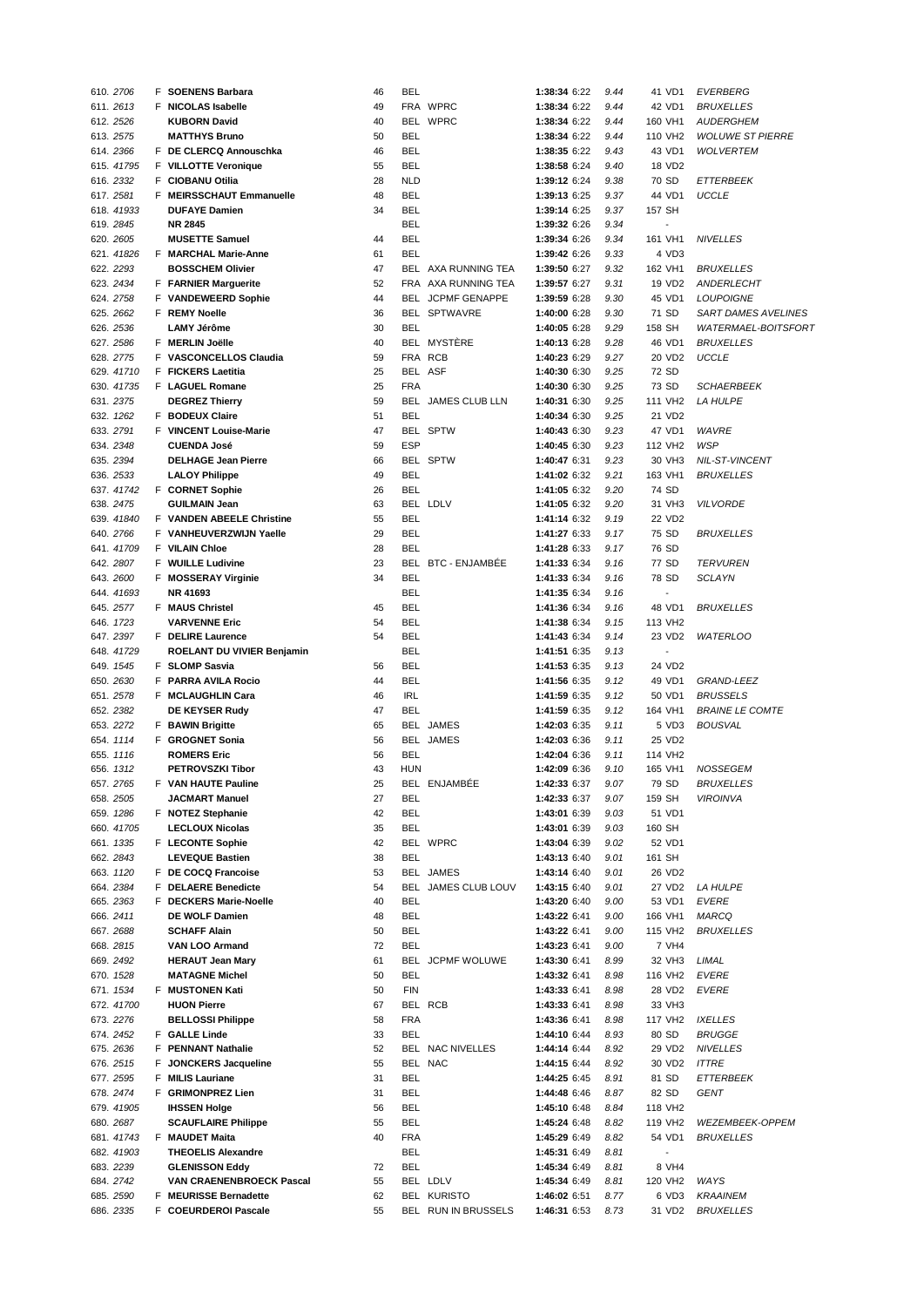| Pos. | Dossard | S | Nom | Âge | Nat. | Club | Temps | Moy. | km/h | Cat. | | Localité |
|---|---|---|---|---|---|---|---|---|---|---|---|---|
| 610. | 2706 | F | **SOENENS Barbara** | 46 | BEL | | **1:38:34** | 6:22 | 9.44 | 41 | VD1 | EVERBERG |
| 611. | 2613 | F | **NICOLAS Isabelle** | 49 | FRA | WPRC | **1:38:34** | 6:22 | 9.44 | 42 | VD1 | BRUXELLES |
| 612. | 2526 | | **KUBORN David** | 40 | BEL | WPRC | **1:38:34** | 6:22 | 9.44 | 160 | VH1 | AUDERGHEM |
| 613. | 2575 | | **MATTHYS Bruno** | 50 | BEL | | **1:38:34** | 6:22 | 9.44 | 110 | VH2 | WOLUWE ST PIERRE |
| 614. | 2366 | F | **DE CLERCQ Annouschka** | 46 | BEL | | **1:38:35** | 6:22 | 9.43 | 43 | VD1 | WOLVERTEM |
| 615. | 41795 | F | **VILLOTTE Veronique** | 55 | BEL | | **1:38:58** | 6:24 | 9.40 | 18 | VD2 | |
| 616. | 2332 | F | **CIOBANU Otilia** | 28 | NLD | | **1:39:12** | 6:24 | 9.38 | 70 | SD | ETTERBEEK |
| 617. | 2581 | F | **MEIRSSCHAUT Emmanuelle** | 48 | BEL | | **1:39:13** | 6:25 | 9.37 | 44 | VD1 | UCCLE |
| 618. | 41933 | | **DUFAYE Damien** | 34 | BEL | | **1:39:14** | 6:25 | 9.37 | 157 | SH | |
| 619. | 2845 | | **NR 2845** | | BEL | | **1:39:32** | 6:26 | 9.34 | - | | |
| 620. | 2605 | | **MUSETTE Samuel** | 44 | BEL | | **1:39:34** | 6:26 | 9.34 | 161 | VH1 | NIVELLES |
| 621. | 41826 | F | **MARCHAL Marie-Anne** | 61 | BEL | | **1:39:42** | 6:26 | 9.33 | 4 | VD3 | |
| 622. | 2293 | | **BOSSCHEM Olivier** | 47 | BEL | AXA RUNNING TEA | **1:39:50** | 6:27 | 9.32 | 162 | VH1 | BRUXELLES |
| 623. | 2434 | F | **FARNIER Marguerite** | 52 | FRA | AXA RUNNING TEA | **1:39:57** | 6:27 | 9.31 | 19 | VD2 | ANDERLECHT |
| 624. | 2758 | F | **VANDEWEERD Sophie** | 44 | BEL | JCPMF GENAPPE | **1:39:59** | 6:28 | 9.30 | 45 | VD1 | LOUPOIGNE |
| 625. | 2662 | F | **REMY Noelle** | 36 | BEL | SPTWAVRE | **1:40:00** | 6:28 | 9.30 | 71 | SD | SART DAMES AVELINES |
| 626. | 2536 | | **LAMY Jérôme** | 30 | BEL | | **1:40:05** | 6:28 | 9.29 | 158 | SH | WATERMAEL-BOITSFORT |
| 627. | 2586 | F | **MERLIN Joëlle** | 40 | BEL | MYSTÈRE | **1:40:13** | 6:28 | 9.28 | 46 | VD1 | BRUXELLES |
| 628. | 2775 | F | **VASCONCELLOS Claudia** | 59 | FRA | RCB | **1:40:23** | 6:29 | 9.27 | 20 | VD2 | UCCLE |
| 629. | 41710 | F | **FICKERS Laetitia** | 25 | BEL | ASF | **1:40:30** | 6:30 | 9.25 | 72 | SD | |
| 630. | 41735 | F | **LAGUEL Romane** | 25 | FRA | | **1:40:30** | 6:30 | 9.25 | 73 | SD | SCHAERBEEK |
| 631. | 2375 | | **DEGREZ Thierry** | 59 | BEL | JAMES CLUB LLN | **1:40:31** | 6:30 | 9.25 | 111 | VH2 | LA HULPE |
| 632. | 1262 | F | **BODEUX Claire** | 51 | BEL | | **1:40:34** | 6:30 | 9.25 | 21 | VD2 | |
| 633. | 2791 | F | **VINCENT Louise-Marie** | 47 | BEL | SPTW | **1:40:43** | 6:30 | 9.23 | 47 | VD1 | WAVRE |
| 634. | 2348 | | **CUENDA José** | 59 | ESP | | **1:40:45** | 6:30 | 9.23 | 112 | VH2 | WSP |
| 635. | 2394 | | **DELHAGE Jean Pierre** | 66 | BEL | SPTW | **1:40:47** | 6:31 | 9.23 | 30 | VH3 | NIL-ST-VINCENT |
| 636. | 2533 | | **LALOY Philippe** | 49 | BEL | | **1:41:02** | 6:32 | 9.21 | 163 | VH1 | BRUXELLES |
| 637. | 41742 | F | **CORNET Sophie** | 26 | BEL | | **1:41:05** | 6:32 | 9.20 | 74 | SD | |
| 638. | 2475 | | **GUILMAIN Jean** | 63 | BEL | LDLV | **1:41:05** | 6:32 | 9.20 | 31 | VH3 | VILVORDE |
| 639. | 41840 | F | **VANDEN ABEELE Christine** | 55 | BEL | | **1:41:14** | 6:32 | 9.19 | 22 | VD2 | |
| 640. | 2766 | F | **VANHEUVERZWIJN Yaelle** | 29 | BEL | | **1:41:27** | 6:33 | 9.17 | 75 | SD | BRUXELLES |
| 641. | 41709 | F | **VILAIN Chloe** | 28 | BEL | | **1:41:28** | 6:33 | 9.17 | 76 | SD | |
| 642. | 2807 | F | **WUILLE Ludivine** | 23 | BEL | BTC - ENJAMBÉE | **1:41:33** | 6:34 | 9.16 | 77 | SD | TERVUREN |
| 643. | 2600 | F | **MOSSERAY Virginie** | 34 | BEL | | **1:41:33** | 6:34 | 9.16 | 78 | SD | SCLAYN |
| 644. | 41693 | | **NR 41693** | | BEL | | **1:41:35** | 6:34 | 9.16 | - | | |
| 645. | 2577 | F | **MAUS Christel** | 45 | BEL | | **1:41:36** | 6:34 | 9.16 | 48 | VD1 | BRUXELLES |
| 646. | 1723 | | **VARVENNE Eric** | 54 | BEL | | **1:41:38** | 6:34 | 9.15 | 113 | VH2 | |
| 647. | 2397 | F | **DELIRE Laurence** | 54 | BEL | | **1:41:43** | 6:34 | 9.14 | 23 | VD2 | WATERLOO |
| 648. | 41729 | | **ROELANT DU VIVIER Benjamin** | | BEL | | **1:41:51** | 6:35 | 9.13 | - | | |
| 649. | 1545 | F | **SLOMP Sasvia** | 56 | BEL | | **1:41:53** | 6:35 | 9.13 | 24 | VD2 | |
| 650. | 2630 | F | **PARRA AVILA Rocio** | 44 | BEL | | **1:41:56** | 6:35 | 9.12 | 49 | VD1 | GRAND-LEEZ |
| 651. | 2578 | F | **MCLAUGHLIN Cara** | 46 | IRL | | **1:41:59** | 6:35 | 9.12 | 50 | VD1 | BRUSSELS |
| 652. | 2382 | | **DE KEYSER Rudy** | 47 | BEL | | **1:41:59** | 6:35 | 9.12 | 164 | VH1 | BRAINE LE COMTE |
| 653. | 2272 | F | **BAWIN Brigitte** | 65 | BEL | JAMES | **1:42:03** | 6:35 | 9.11 | 5 | VD3 | BOUSVAL |
| 654. | 1114 | F | **GROGNET Sonia** | 56 | BEL | JAMES | **1:42:03** | 6:36 | 9.11 | 25 | VD2 | |
| 655. | 1116 | | **ROMERS Eric** | 56 | BEL | | **1:42:04** | 6:36 | 9.11 | 114 | VH2 | |
| 656. | 1312 | | **PETROVSZKI Tibor** | 43 | HUN | | **1:42:09** | 6:36 | 9.10 | 165 | VH1 | NOSSEGEM |
| 657. | 2765 | F | **VAN HAUTE Pauline** | 25 | BEL | ENJAMBÉE | **1:42:33** | 6:37 | 9.07 | 79 | SD | BRUXELLES |
| 658. | 2505 | | **JACMART Manuel** | 27 | BEL | | **1:42:33** | 6:37 | 9.07 | 159 | SH | VIROINVA |
| 659. | 1286 | F | **NOTEZ Stephanie** | 42 | BEL | | **1:43:01** | 6:39 | 9.03 | 51 | VD1 | |
| 660. | 41705 | | **LECLOUX Nicolas** | 35 | BEL | | **1:43:01** | 6:39 | 9.03 | 160 | SH | |
| 661. | 1335 | F | **LECONTE Sophie** | 42 | BEL | WPRC | **1:43:04** | 6:39 | 9.02 | 52 | VD1 | |
| 662. | 2843 | | **LEVEQUE Bastien** | 38 | BEL | | **1:43:13** | 6:40 | 9.01 | 161 | SH | |
| 663. | 1120 | F | **DE COCQ Francoise** | 53 | BEL | JAMES | **1:43:14** | 6:40 | 9.01 | 26 | VD2 | |
| 664. | 2384 | F | **DELAERE Benedicte** | 54 | BEL | JAMES CLUB LOUV | **1:43:15** | 6:40 | 9.01 | 27 | VD2 | LA HULPE |
| 665. | 2363 | F | **DECKERS Marie-Noelle** | 40 | BEL | | **1:43:20** | 6:40 | 9.00 | 53 | VD1 | EVERE |
| 666. | 2411 | | **DE WOLF Damien** | 48 | BEL | | **1:43:22** | 6:41 | 9.00 | 166 | VH1 | MARCQ |
| 667. | 2688 | | **SCHAFF Alain** | 50 | BEL | | **1:43:22** | 6:41 | 9.00 | 115 | VH2 | BRUXELLES |
| 668. | 2815 | | **VAN LOO Armand** | 72 | BEL | | **1:43:23** | 6:41 | 9.00 | 7 | VH4 | |
| 669. | 2492 | | **HERAUT Jean Mary** | 61 | BEL | JCPMF WOLUWE | **1:43:30** | 6:41 | 8.99 | 32 | VH3 | LIMAL |
| 670. | 1528 | | **MATAGNE Michel** | 50 | BEL | | **1:43:32** | 6:41 | 8.98 | 116 | VH2 | EVERE |
| 671. | 1534 | F | **MUSTONEN Kati** | 50 | FIN | | **1:43:33** | 6:41 | 8.98 | 28 | VD2 | EVERE |
| 672. | 41700 | | **HUON Pierre** | 67 | BEL | RCB | **1:43:33** | 6:41 | 8.98 | 33 | VH3 | |
| 673. | 2276 | | **BELLOSSI Philippe** | 58 | FRA | | **1:43:36** | 6:41 | 8.98 | 117 | VH2 | IXELLES |
| 674. | 2452 | F | **GALLE Linde** | 33 | BEL | | **1:44:10** | 6:44 | 8.93 | 80 | SD | BRUGGE |
| 675. | 2636 | F | **PENNANT Nathalie** | 52 | BEL | NAC NIVELLES | **1:44:14** | 6:44 | 8.92 | 29 | VD2 | NIVELLES |
| 676. | 2515 | F | **JONCKERS Jacqueline** | 55 | BEL | NAC | **1:44:15** | 6:44 | 8.92 | 30 | VD2 | ITTRE |
| 677. | 2595 | F | **MILIS Lauriane** | 31 | BEL | | **1:44:25** | 6:45 | 8.91 | 81 | SD | ETTERBEEK |
| 678. | 2474 | F | **GRIMONPREZ Lien** | 31 | BEL | | **1:44:48** | 6:46 | 8.87 | 82 | SD | GENT |
| 679. | 41905 | | **IHSSEN Holge** | 56 | BEL | | **1:45:10** | 6:48 | 8.84 | 118 | VH2 | |
| 680. | 2687 | | **SCAUFLAIRE Philippe** | 55 | BEL | | **1:45:24** | 6:48 | 8.82 | 119 | VH2 | WEZEMBEEK-OPPEM |
| 681. | 41743 | F | **MAUDET Maita** | 40 | FRA | | **1:45:29** | 6:49 | 8.82 | 54 | VD1 | BRUXELLES |
| 682. | 41903 | | **THEOELIS Alexandre** | | BEL | | **1:45:31** | 6:49 | 8.81 | - | | |
| 683. | 2239 | | **GLENISSON Eddy** | 72 | BEL | | **1:45:34** | 6:49 | 8.81 | 8 | VH4 | |
| 684. | 2742 | | **VAN CRAENENBROECK Pascal** | 55 | BEL | LDLV | **1:45:34** | 6:49 | 8.81 | 120 | VH2 | WAYS |
| 685. | 2590 | F | **MEURISSE Bernadette** | 62 | BEL | KURISTO | **1:46:02** | 6:51 | 8.77 | 6 | VD3 | KRAAINEM |
| 686. | 2335 | F | **COEURDEROI Pascale** | 55 | BEL | RUN IN BRUSSELS | **1:46:31** | 6:53 | 8.73 | 31 | VD2 | BRUXELLES |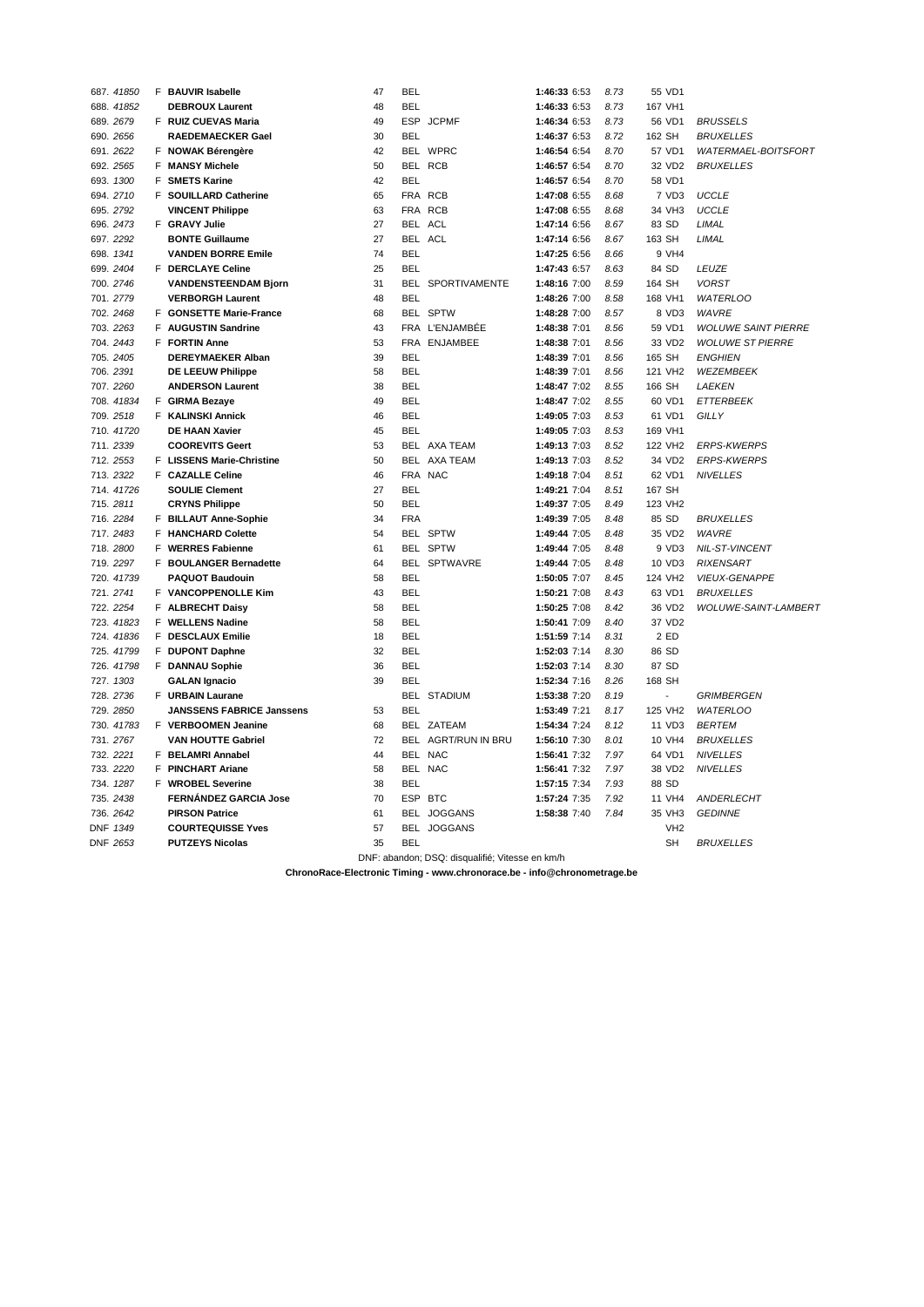| | | | | | | | | | | | | |
|---|---|---|---|---|---|---|---|---|---|---|---|---|
| 687. | *41850* | F | **BAUVIR Isabelle** | 47 | BEL | | **1:46:33** | 6:53 | *8.73* | 55 | VD1 | |
| 688. | *41852* | | **DEBROUX Laurent** | 48 | BEL | | **1:46:33** | 6:53 | *8.73* | 167 | VH1 | |
| 689. | *2679* | F | **RUIZ CUEVAS Maria** | 49 | ESP | JCPMF | **1:46:34** | 6:53 | *8.73* | 56 | VD1 | *BRUSSELS* |
| 690. | *2656* | | **RAEDEMAECKER Gael** | 30 | BEL | | **1:46:37** | 6:53 | *8.72* | 162 | SH | *BRUXELLES* |
| 691. | *2622* | F | **NOWAK Bérengère** | 42 | BEL | WPRC | **1:46:54** | 6:54 | *8.70* | 57 | VD1 | *WATERMAEL-BOITSFORT* |
| 692. | *2565* | F | **MANSY Michele** | 50 | BEL | RCB | **1:46:57** | 6:54 | *8.70* | 32 | VD2 | *BRUXELLES* |
| 693. | *1300* | F | **SMETS Karine** | 42 | BEL | | **1:46:57** | 6:54 | *8.70* | 58 | VD1 | |
| 694. | *2710* | F | **SOUILLARD Catherine** | 65 | FRA | RCB | **1:47:08** | 6:55 | *8.68* | 7 | VD3 | *UCCLE* |
| 695. | *2792* | | **VINCENT Philippe** | 63 | FRA | RCB | **1:47:08** | 6:55 | *8.68* | 34 | VH3 | *UCCLE* |
| 696. | *2473* | F | **GRAVY Julie** | 27 | BEL | ACL | **1:47:14** | 6:56 | *8.67* | 83 | SD | *LIMAL* |
| 697. | *2292* | | **BONTE Guillaume** | 27 | BEL | ACL | **1:47:14** | 6:56 | *8.67* | 163 | SH | *LIMAL* |
| 698. | *1341* | | **VANDEN BORRE Emile** | 74 | BEL | | **1:47:25** | 6:56 | *8.66* | 9 | VH4 | |
| 699. | *2404* | F | **DERCLAYE Celine** | 25 | BEL | | **1:47:43** | 6:57 | *8.63* | 84 | SD | *LEUZE* |
| 700. | *2746* | | **VANDENSTEENDAM Bjorn** | 31 | BEL | SPORTIVAMENTE | **1:48:16** | 7:00 | *8.59* | 164 | SH | *VORST* |
| 701. | *2779* | | **VERBORGH Laurent** | 48 | BEL | | **1:48:26** | 7:00 | *8.58* | 168 | VH1 | *WATERLOO* |
| 702. | *2468* | F | **GONSETTE Marie-France** | 68 | BEL | SPTW | **1:48:28** | 7:00 | *8.57* | 8 | VD3 | *WAVRE* |
| 703. | *2263* | F | **AUGUSTIN Sandrine** | 43 | FRA | L'ENJAMBÉE | **1:48:38** | 7:01 | *8.56* | 59 | VD1 | *WOLUWE SAINT PIERRE* |
| 704. | *2443* | F | **FORTIN Anne** | 53 | FRA | ENJAMBEE | **1:48:38** | 7:01 | *8.56* | 33 | VD2 | *WOLUWE ST PIERRE* |
| 705. | *2405* | | **DEREYMAEKER Alban** | 39 | BEL | | **1:48:39** | 7:01 | *8.56* | 165 | SH | *ENGHIEN* |
| 706. | *2391* | | **DE LEEUW Philippe** | 58 | BEL | | **1:48:39** | 7:01 | *8.56* | 121 | VH2 | *WEZEMBEEK* |
| 707. | *2260* | | **ANDERSON Laurent** | 38 | BEL | | **1:48:47** | 7:02 | *8.55* | 166 | SH | *LAEKEN* |
| 708. | *41834* | F | **GIRMA Bezaye** | 49 | BEL | | **1:48:47** | 7:02 | *8.55* | 60 | VD1 | *ETTERBEEK* |
| 709. | *2518* | F | **KALINSKI Annick** | 46 | BEL | | **1:49:05** | 7:03 | *8.53* | 61 | VD1 | *GILLY* |
| 710. | *41720* | | **DE HAAN Xavier** | 45 | BEL | | **1:49:05** | 7:03 | *8.53* | 169 | VH1 | |
| 711. | *2339* | | **COOREVITS Geert** | 53 | BEL | AXA TEAM | **1:49:13** | 7:03 | *8.52* | 122 | VH2 | *ERPS-KWERPS* |
| 712. | *2553* | F | **LISSENS Marie-Christine** | 50 | BEL | AXA TEAM | **1:49:13** | 7:03 | *8.52* | 34 | VD2 | *ERPS-KWERPS* |
| 713. | *2322* | F | **CAZALLE Celine** | 46 | FRA | NAC | **1:49:18** | 7:04 | *8.51* | 62 | VD1 | *NIVELLES* |
| 714. | *41726* | | **SOULIE Clement** | 27 | BEL | | **1:49:21** | 7:04 | *8.51* | 167 | SH | |
| 715. | *2811* | | **CRYNS Philippe** | 50 | BEL | | **1:49:37** | 7:05 | *8.49* | 123 | VH2 | |
| 716. | *2284* | F | **BILLAUT Anne-Sophie** | 34 | FRA | | **1:49:39** | 7:05 | *8.48* | 85 | SD | *BRUXELLES* |
| 717. | *2483* | F | **HANCHARD Colette** | 54 | BEL | SPTW | **1:49:44** | 7:05 | *8.48* | 35 | VD2 | *WAVRE* |
| 718. | *2800* | F | **WERRES Fabienne** | 61 | BEL | SPTW | **1:49:44** | 7:05 | *8.48* | 9 | VD3 | *NIL-ST-VINCENT* |
| 719. | *2297* | F | **BOULANGER Bernadette** | 64 | BEL | SPTWAVRE | **1:49:44** | 7:05 | *8.48* | 10 | VD3 | *RIXENSART* |
| 720. | *41739* | | **PAQUOT Baudouin** | 58 | BEL | | **1:50:05** | 7:07 | *8.45* | 124 | VH2 | *VIEUX-GENAPPE* |
| 721. | *2741* | F | **VANCOPPENOLLE Kim** | 43 | BEL | | **1:50:21** | 7:08 | *8.43* | 63 | VD1 | *BRUXELLES* |
| 722. | *2254* | F | **ALBRECHT Daisy** | 58 | BEL | | **1:50:25** | 7:08 | *8.42* | 36 | VD2 | *WOLUWE-SAINT-LAMBERT* |
| 723. | *41823* | F | **WELLENS Nadine** | 58 | BEL | | **1:50:41** | 7:09 | *8.40* | 37 | VD2 | |
| 724. | *41836* | F | **DESCLAUX Emilie** | 18 | BEL | | **1:51:59** | 7:14 | *8.31* | 2 | ED | |
| 725. | *41799* | F | **DUPONT Daphne** | 32 | BEL | | **1:52:03** | 7:14 | *8.30* | 86 | SD | |
| 726. | *41798* | F | **DANNAU Sophie** | 36 | BEL | | **1:52:03** | 7:14 | *8.30* | 87 | SD | |
| 727. | *1303* | | **GALAN Ignacio** | 39 | BEL | | **1:52:34** | 7:16 | *8.26* | 168 | SH | |
| 728. | *2736* | F | **URBAIN Laurane** | | BEL | STADIUM | **1:53:38** | 7:20 | *8.19* | - | | *GRIMBERGEN* |
| 729. | *2850* | | **JANSSENS FABRICE Janssens** | 53 | BEL | | **1:53:49** | 7:21 | *8.17* | 125 | VH2 | *WATERLOO* |
| 730. | *41783* | F | **VERBOOMEN Jeanine** | 68 | BEL | ZATEAM | **1:54:34** | 7:24 | *8.12* | 11 | VD3 | *BERTEM* |
| 731. | *2767* | | **VAN HOUTTE Gabriel** | 72 | BEL | AGRT/RUN IN BRU | **1:56:10** | 7:30 | *8.01* | 10 | VH4 | *BRUXELLES* |
| 732. | *2221* | F | **BELAMRI Annabel** | 44 | BEL | NAC | **1:56:41** | 7:32 | *7.97* | 64 | VD1 | *NIVELLES* |
| 733. | *2220* | F | **PINCHART Ariane** | 58 | BEL | NAC | **1:56:41** | 7:32 | *7.97* | 38 | VD2 | *NIVELLES* |
| 734. | *1287* | F | **WROBEL Severine** | 38 | BEL | | **1:57:15** | 7:34 | *7.93* | 88 | SD | |
| 735. | *2438* | | **FERNÁNDEZ GARCIA Jose** | 70 | ESP | BTC | **1:57:24** | 7:35 | *7.92* | 11 | VH4 | *ANDERLECHT* |
| 736. | *2642* | | **PIRSON Patrice** | 61 | BEL | JOGGANS | **1:58:38** | 7:40 | *7.84* | 35 | VH3 | *GEDINNE* |
| DNF | *1349* | | **COURTEQUISSE Yves** | 57 | BEL | JOGGANS | | | | | VH2 | |
| DNF | *2653* | | **PUTZEYS Nicolas** | 35 | BEL | | | | | | SH | *BRUXELLES* |

DNF: abandon; DSQ: disqualifié; Vitesse en km/h

**ChronoRace-Electronic Timing - www.chronorace.be - info@chronometrage.be**